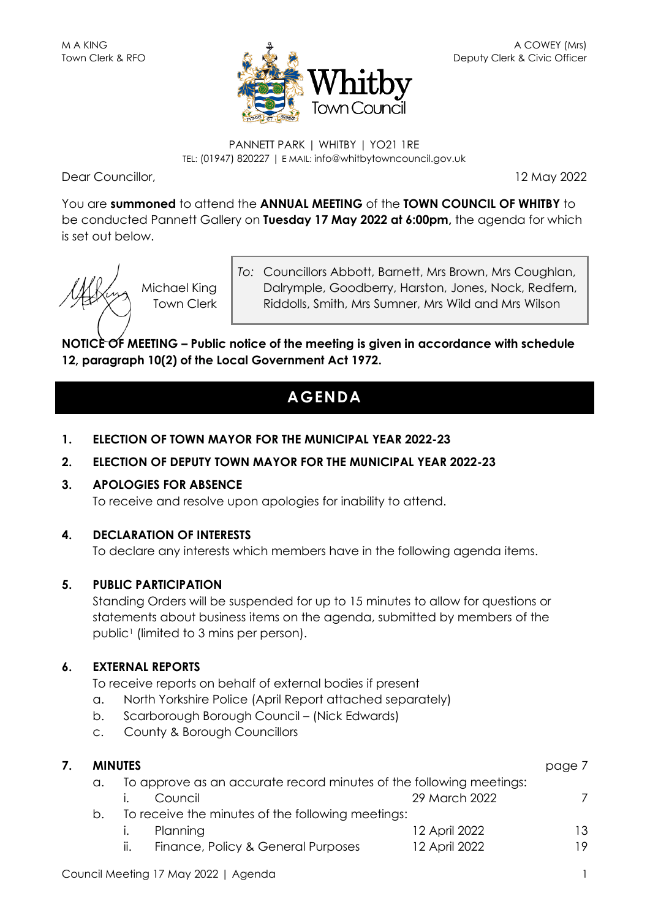M A KING
Town Clerk & RFO

A COWEY (Mrs)
Deputy Clerk & Civic Officer

Whitby Town Council

PANNETT PARK | WHITBY | YO21 1RE
TEL: (01947) 820227 | E MAIL: info@whitbytowncouncil.gov.uk

Dear Councillor,

12 May 2022

You are **summoned** to attend the **ANNUAL MEETING** of the **TOWN COUNCIL OF WHITBY** to be conducted Pannett Gallery on **Tuesday 17 May 2022 at 6:00pm,** the agenda for which is set out below.

Michael King
Town Clerk

*To:* Councillors Abbott, Barnett, Mrs Brown, Mrs Coughlan, Dalrymple, Goodberry, Harston, Jones, Nock, Redfern, Riddolls, Smith, Mrs Sumner, Mrs Wild and Mrs Wilson

**NOTICE OF MEETING – Public notice of the meeting is given in accordance with schedule 12, paragraph 10(2) of the Local Government Act 1972.**

# AGENDA

**1. ELECTION OF TOWN MAYOR FOR THE MUNICIPAL YEAR 2022-23**

**2. ELECTION OF DEPUTY TOWN MAYOR FOR THE MUNICIPAL YEAR 2022-23**

**3. APOLOGIES FOR ABSENCE**

To receive and resolve upon apologies for inability to attend.

**4. DECLARATION OF INTERESTS**

To declare any interests which members have in the following agenda items.

**5. PUBLIC PARTICIPATION**

Standing Orders will be suspended for up to 15 minutes to allow for questions or statements about business items on the agenda, submitted by members of the public[1] (limited to 3 mins per person).

**6. EXTERNAL REPORTS**

To receive reports on behalf of external bodies if present

a. North Yorkshire Police (April Report attached separately)
b. Scarborough Borough Council – (Nick Edwards)
c. County & Borough Councillors

**7. MINUTES** — page 7

a. To approve as an accurate record minutes of the following meetings:

| | | | |
|---|---|---|---|
| i. | Council | 29 March 2022 | 7 |

b. To receive the minutes of the following meetings:

| | | | |
|---|---|---|---|
| i. | Planning | 12 April 2022 | 13 |
| ii. | Finance, Policy & General Purposes | 12 April 2022 | 19 |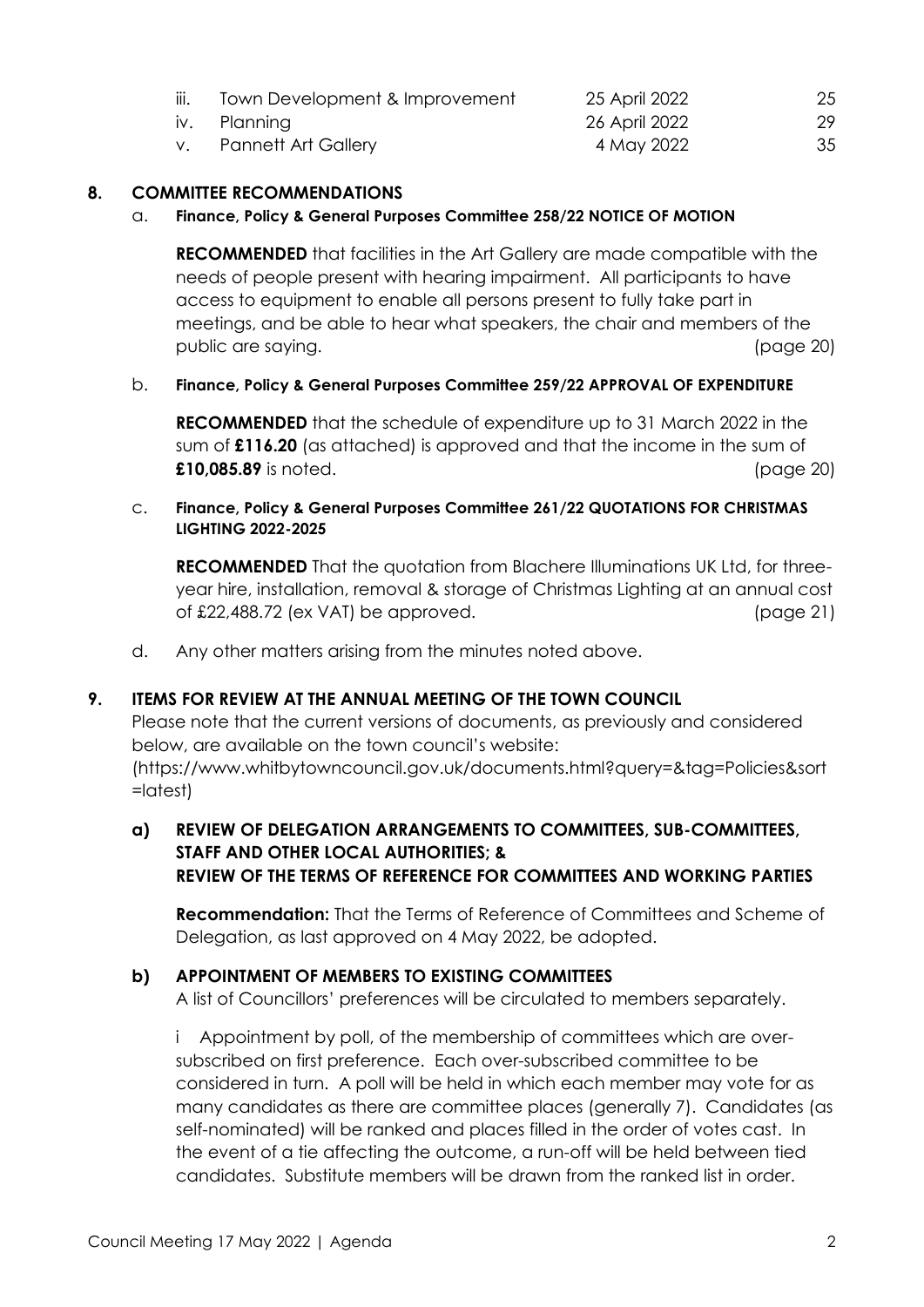| | | | |
|---|---|---|---|
| iii. | Town Development & Improvement | 25 April 2022 | 25 |
| iv. | Planning | 26 April 2022 | 29 |
| v. | Pannett Art Gallery | 4 May 2022 | 35 |

## 8. COMMITTEE RECOMMENDATIONS

a. **Finance, Policy & General Purposes Committee 258/22 NOTICE OF MOTION**

**RECOMMENDED** that facilities in the Art Gallery are made compatible with the needs of people present with hearing impairment. All participants to have access to equipment to enable all persons present to fully take part in meetings, and be able to hear what speakers, the chair and members of the public are saying. (page 20)

b. **Finance, Policy & General Purposes Committee 259/22 APPROVAL OF EXPENDITURE**

**RECOMMENDED** that the schedule of expenditure up to 31 March 2022 in the sum of **£116.20** (as attached) is approved and that the income in the sum of **£10,085.89** is noted. (page 20)

c. **Finance, Policy & General Purposes Committee 261/22 QUOTATIONS FOR CHRISTMAS LIGHTING 2022-2025**

**RECOMMENDED** That the quotation from Blachere Illuminations UK Ltd, for three-year hire, installation, removal & storage of Christmas Lighting at an annual cost of £22,488.72 (ex VAT) be approved. (page 21)

d. Any other matters arising from the minutes noted above.

## 9. ITEMS FOR REVIEW AT THE ANNUAL MEETING OF THE TOWN COUNCIL

Please note that the current versions of documents, as previously and considered below, are available on the town council's website: (https://www.whitbytowncouncil.gov.uk/documents.html?query=&tag=Policies&sort=latest)

### a) REVIEW OF DELEGATION ARRANGEMENTS TO COMMITTEES, SUB-COMMITTEES, STAFF AND OTHER LOCAL AUTHORITIES; & REVIEW OF THE TERMS OF REFERENCE FOR COMMITTEES AND WORKING PARTIES

**Recommendation:** That the Terms of Reference of Committees and Scheme of Delegation, as last approved on 4 May 2022, be adopted.

### b) APPOINTMENT OF MEMBERS TO EXISTING COMMITTEES

A list of Councillors' preferences will be circulated to members separately.

i Appointment by poll, of the membership of committees which are over-subscribed on first preference. Each over-subscribed committee to be considered in turn. A poll will be held in which each member may vote for as many candidates as there are committee places (generally 7). Candidates (as self-nominated) will be ranked and places filled in the order of votes cast. In the event of a tie affecting the outcome, a run-off will be held between tied candidates. Substitute members will be drawn from the ranked list in order.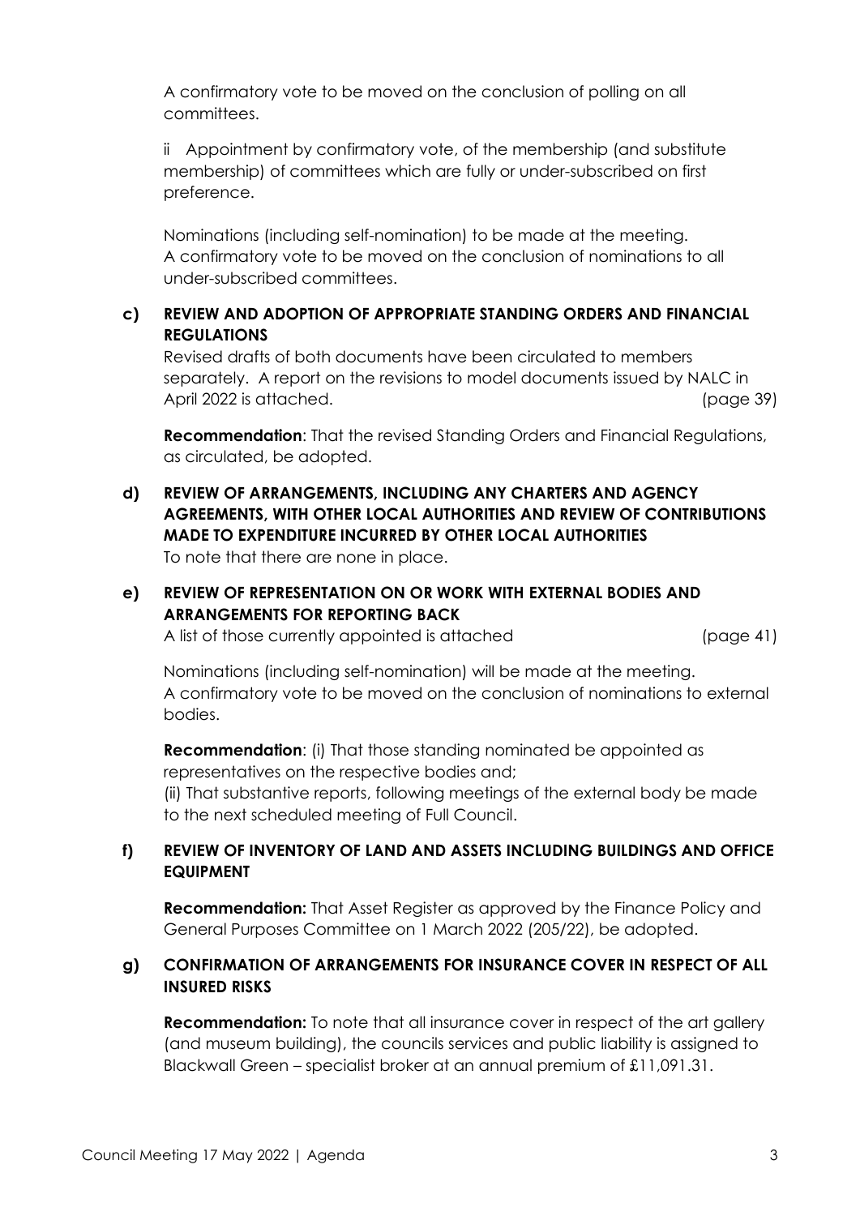A confirmatory vote to be moved on the conclusion of polling on all committees.

ii Appointment by confirmatory vote, of the membership (and substitute membership) of committees which are fully or under-subscribed on first preference.

Nominations (including self-nomination) to be made at the meeting. A confirmatory vote to be moved on the conclusion of nominations to all under-subscribed committees.

**c) REVIEW AND ADOPTION OF APPROPRIATE STANDING ORDERS AND FINANCIAL REGULATIONS**

Revised drafts of both documents have been circulated to members separately. A report on the revisions to model documents issued by NALC in April 2022 is attached. (page 39)

**Recommendation**: That the revised Standing Orders and Financial Regulations, as circulated, be adopted.

**d) REVIEW OF ARRANGEMENTS, INCLUDING ANY CHARTERS AND AGENCY AGREEMENTS, WITH OTHER LOCAL AUTHORITIES AND REVIEW OF CONTRIBUTIONS MADE TO EXPENDITURE INCURRED BY OTHER LOCAL AUTHORITIES**

To note that there are none in place.

**e) REVIEW OF REPRESENTATION ON OR WORK WITH EXTERNAL BODIES AND ARRANGEMENTS FOR REPORTING BACK**

A list of those currently appointed is attached (page 41)

Nominations (including self-nomination) will be made at the meeting. A confirmatory vote to be moved on the conclusion of nominations to external bodies.

**Recommendation**: (i) That those standing nominated be appointed as representatives on the respective bodies and;
(ii) That substantive reports, following meetings of the external body be made to the next scheduled meeting of Full Council.

**f) REVIEW OF INVENTORY OF LAND AND ASSETS INCLUDING BUILDINGS AND OFFICE EQUIPMENT**

**Recommendation:** That Asset Register as approved by the Finance Policy and General Purposes Committee on 1 March 2022 (205/22), be adopted.

**g) CONFIRMATION OF ARRANGEMENTS FOR INSURANCE COVER IN RESPECT OF ALL INSURED RISKS**

**Recommendation:** To note that all insurance cover in respect of the art gallery (and museum building), the councils services and public liability is assigned to Blackwall Green – specialist broker at an annual premium of £11,091.31.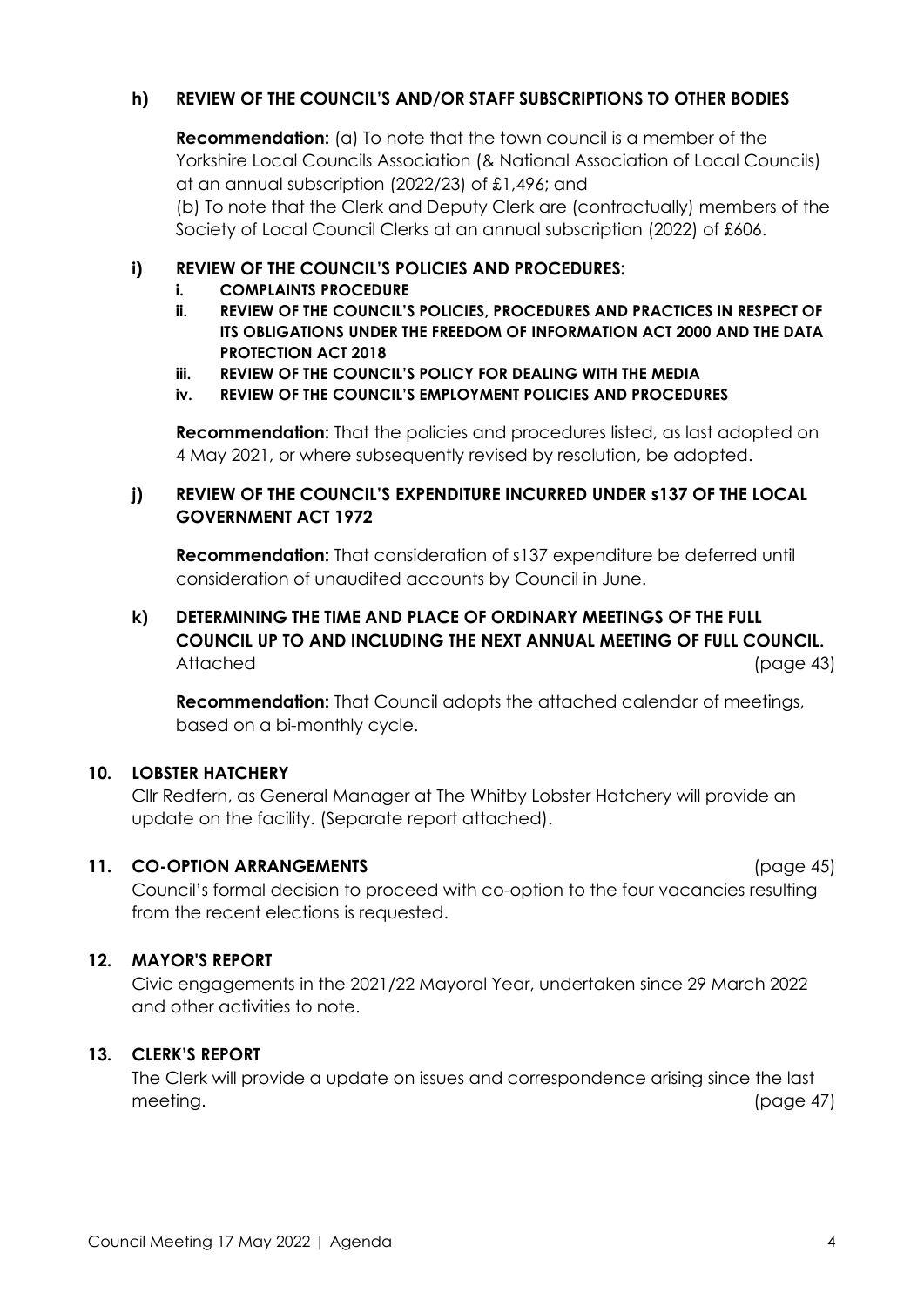### h) REVIEW OF THE COUNCIL'S AND/OR STAFF SUBSCRIPTIONS TO OTHER BODIES

**Recommendation:** (a) To note that the town council is a member of the Yorkshire Local Councils Association (& National Association of Local Councils) at an annual subscription (2022/23) of £1,496; and
(b) To note that the Clerk and Deputy Clerk are (contractually) members of the Society of Local Council Clerks at an annual subscription (2022) of £606.

### i) REVIEW OF THE COUNCIL'S POLICIES AND PROCEDURES:

- **i. COMPLAINTS PROCEDURE**
- **ii. REVIEW OF THE COUNCIL'S POLICIES, PROCEDURES AND PRACTICES IN RESPECT OF ITS OBLIGATIONS UNDER THE FREEDOM OF INFORMATION ACT 2000 AND THE DATA PROTECTION ACT 2018**
- **iii. REVIEW OF THE COUNCIL'S POLICY FOR DEALING WITH THE MEDIA**
- **iv. REVIEW OF THE COUNCIL'S EMPLOYMENT POLICIES AND PROCEDURES**

**Recommendation:** That the policies and procedures listed, as last adopted on 4 May 2021, or where subsequently revised by resolution, be adopted.

### j) REVIEW OF THE COUNCIL'S EXPENDITURE INCURRED UNDER s137 OF THE LOCAL GOVERNMENT ACT 1972

**Recommendation:** That consideration of s137 expenditure be deferred until consideration of unaudited accounts by Council in June.

### k) DETERMINING THE TIME AND PLACE OF ORDINARY MEETINGS OF THE FULL COUNCIL UP TO AND INCLUDING THE NEXT ANNUAL MEETING OF FULL COUNCIL.

Attached (page 43)

**Recommendation:** That Council adopts the attached calendar of meetings, based on a bi-monthly cycle.

## 10. LOBSTER HATCHERY

Cllr Redfern, as General Manager at The Whitby Lobster Hatchery will provide an update on the facility. (Separate report attached).

## 11. CO-OPTION ARRANGEMENTS (page 45)

Council's formal decision to proceed with co-option to the four vacancies resulting from the recent elections is requested.

## 12. MAYOR'S REPORT

Civic engagements in the 2021/22 Mayoral Year, undertaken since 29 March 2022 and other activities to note.

## 13. CLERK'S REPORT

The Clerk will provide a update on issues and correspondence arising since the last meeting. (page 47)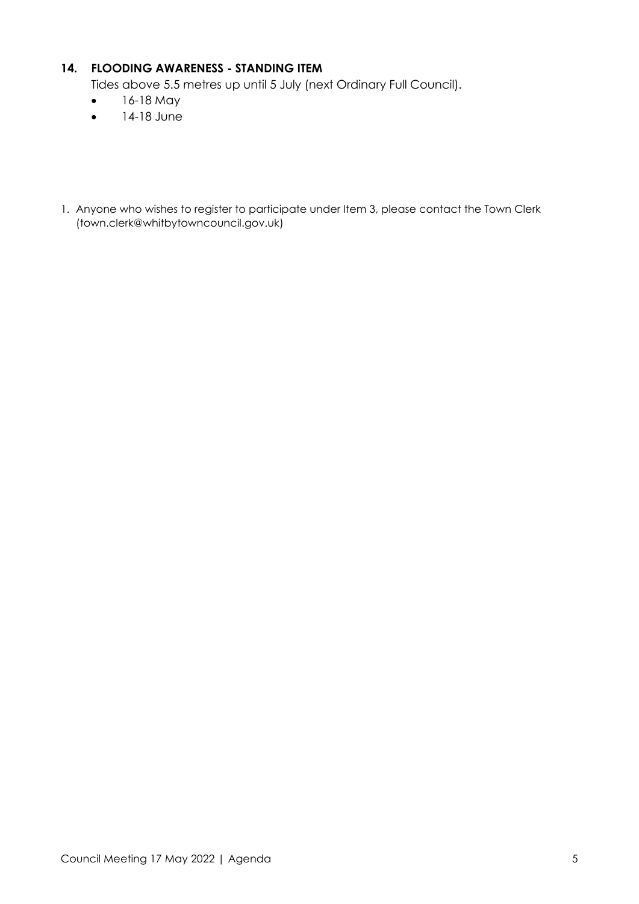## 14. FLOODING AWARENESS - STANDING ITEM

Tides above 5.5 metres up until 5 July (next Ordinary Full Council).

- 16-18 May
- 14-18 June

1. Anyone who wishes to register to participate under Item 3, please contact the Town Clerk (town.clerk@whitbytowncouncil.gov.uk)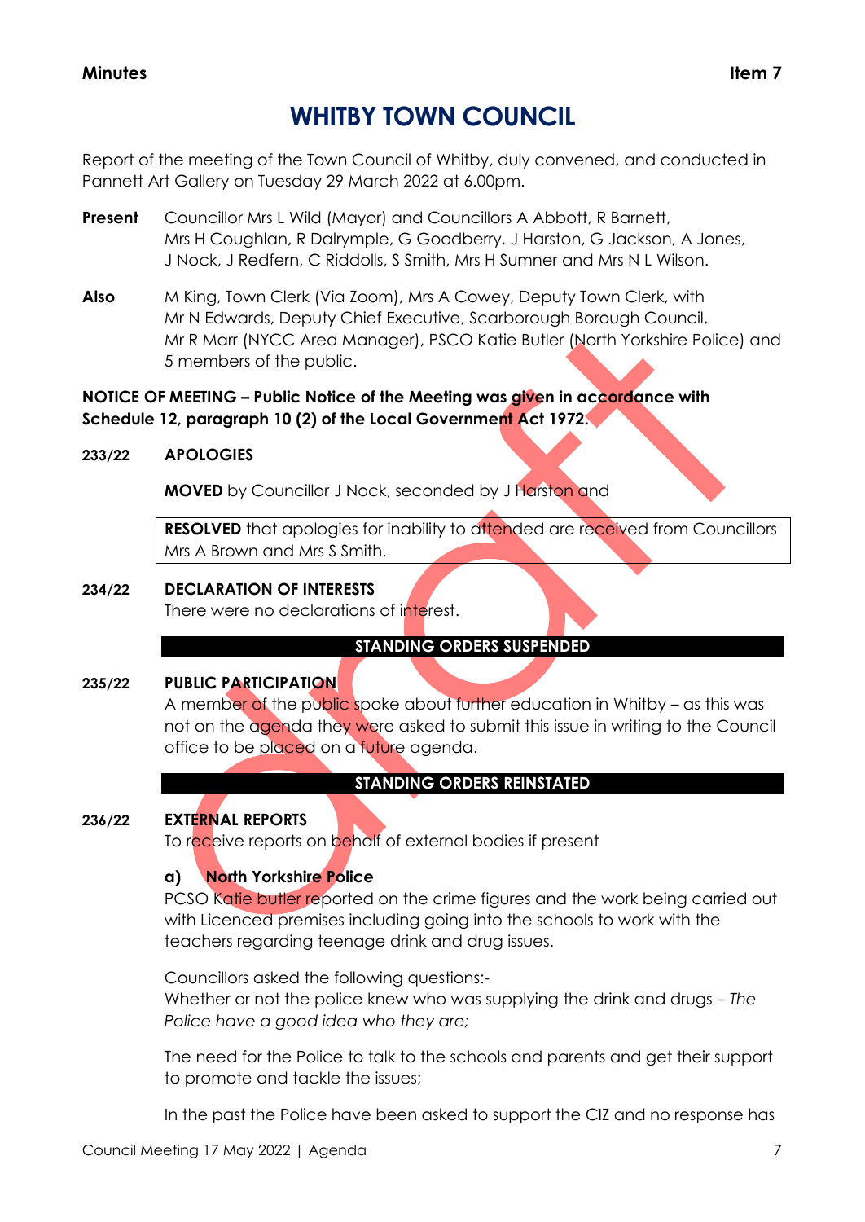Minutes **Item 7**

# WHITBY TOWN COUNCIL

Report of the meeting of the Town Council of Whitby, duly convened, and conducted in Pannett Art Gallery on Tuesday 29 March 2022 at 6.00pm.

**Present** Councillor Mrs L Wild (Mayor) and Councillors A Abbott, R Barnett, Mrs H Coughlan, R Dalrymple, G Goodberry, J Harston, G Jackson, A Jones, J Nock, J Redfern, C Riddolls, S Smith, Mrs H Sumner and Mrs N L Wilson.

**Also** M King, Town Clerk (Via Zoom), Mrs A Cowey, Deputy Town Clerk, with Mr N Edwards, Deputy Chief Executive, Scarborough Borough Council, Mr R Marr (NYCC Area Manager), PSCO Katie Butler (North Yorkshire Police) and 5 members of the public.

**NOTICE OF MEETING – Public Notice of the Meeting was given in accordance with Schedule 12, paragraph 10 (2) of the Local Government Act 1972.**

**233/22 APOLOGIES**

**MOVED** by Councillor J Nock, seconded by J Harston and

**RESOLVED** that apologies for inability to attended are received from Councillors Mrs A Brown and Mrs S Smith.

**234/22 DECLARATION OF INTERESTS**

There were no declarations of interest.

**STANDING ORDERS SUSPENDED**

**235/22 PUBLIC PARTICIPATION**

A member of the public spoke about further education in Whitby – as this was not on the agenda they were asked to submit this issue in writing to the Council office to be placed on a future agenda.

**STANDING ORDERS REINSTATED**

**236/22 EXTERNAL REPORTS**

To receive reports on behalf of external bodies if present

**a) North Yorkshire Police**

PCSO Katie butler reported on the crime figures and the work being carried out with Licenced premises including going into the schools to work with the teachers regarding teenage drink and drug issues.

Councillors asked the following questions:-

Whether or not the police knew who was supplying the drink and drugs – *The Police have a good idea who they are;*

The need for the Police to talk to the schools and parents and get their support to promote and tackle the issues;

In the past the Police have been asked to support the CIZ and no response has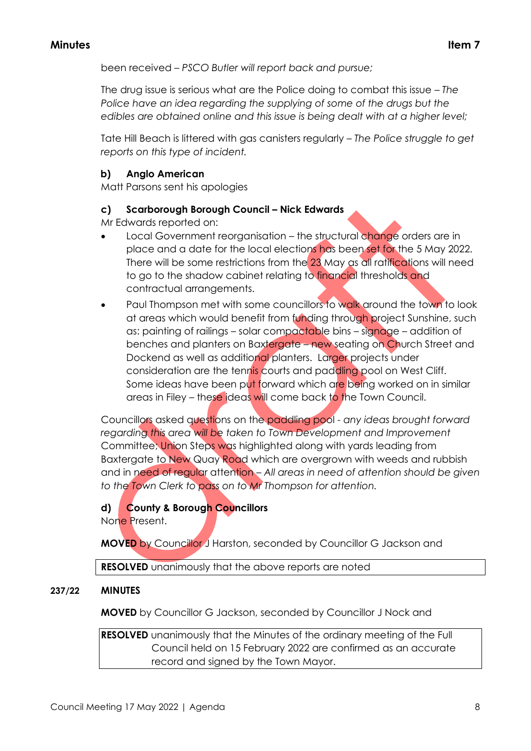been received – *PSCO Butler will report back and pursue;*

The drug issue is serious what are the Police doing to combat this issue – *The Police have an idea regarding the supplying of some of the drugs but the edibles are obtained online and this issue is being dealt with at a higher level;*

Tate Hill Beach is littered with gas canisters regularly – *The Police struggle to get reports on this type of incident.*

**b) Anglo American**

Matt Parsons sent his apologies

**c) Scarborough Borough Council – Nick Edwards**

Mr Edwards reported on:

- Local Government reorganisation – the structural change orders are in place and a date for the local elections has been set for the 5 May 2022. There will be some restrictions from the 23 May as all ratifications will need to go to the shadow cabinet relating to financial thresholds and contractual arrangements.
- Paul Thompson met with some councillors to walk around the town to look at areas which would benefit from funding through project Sunshine, such as: painting of railings – solar compactable bins – signage – addition of benches and planters on Baxtergate – new seating on Church Street and Dockend as well as additional planters. Larger projects under consideration are the tennis courts and paddling pool on West Cliff. Some ideas have been put forward which are being worked on in similar areas in Filey – these ideas will come back to the Town Council.

Councillors asked questions on the paddling pool - *any ideas brought forward regarding this area will be taken to Town Development and Improvement Committee;* Union Steps was highlighted along with yards leading from Baxtergate to New Quay Road which are overgrown with weeds and rubbish and in need of regular attention – *All areas in need of attention should be given to the Town Clerk to pass on to Mr Thompson for attention.*

**d) County & Borough Councillors**

None Present.

**MOVED** by Councillor J Harston, seconded by Councillor G Jackson and

**RESOLVED** unanimously that the above reports are noted

**237/22 MINUTES**

**MOVED** by Councillor G Jackson, seconded by Councillor J Nock and

**RESOLVED** unanimously that the Minutes of the ordinary meeting of the Full Council held on 15 February 2022 are confirmed as an accurate record and signed by the Town Mayor.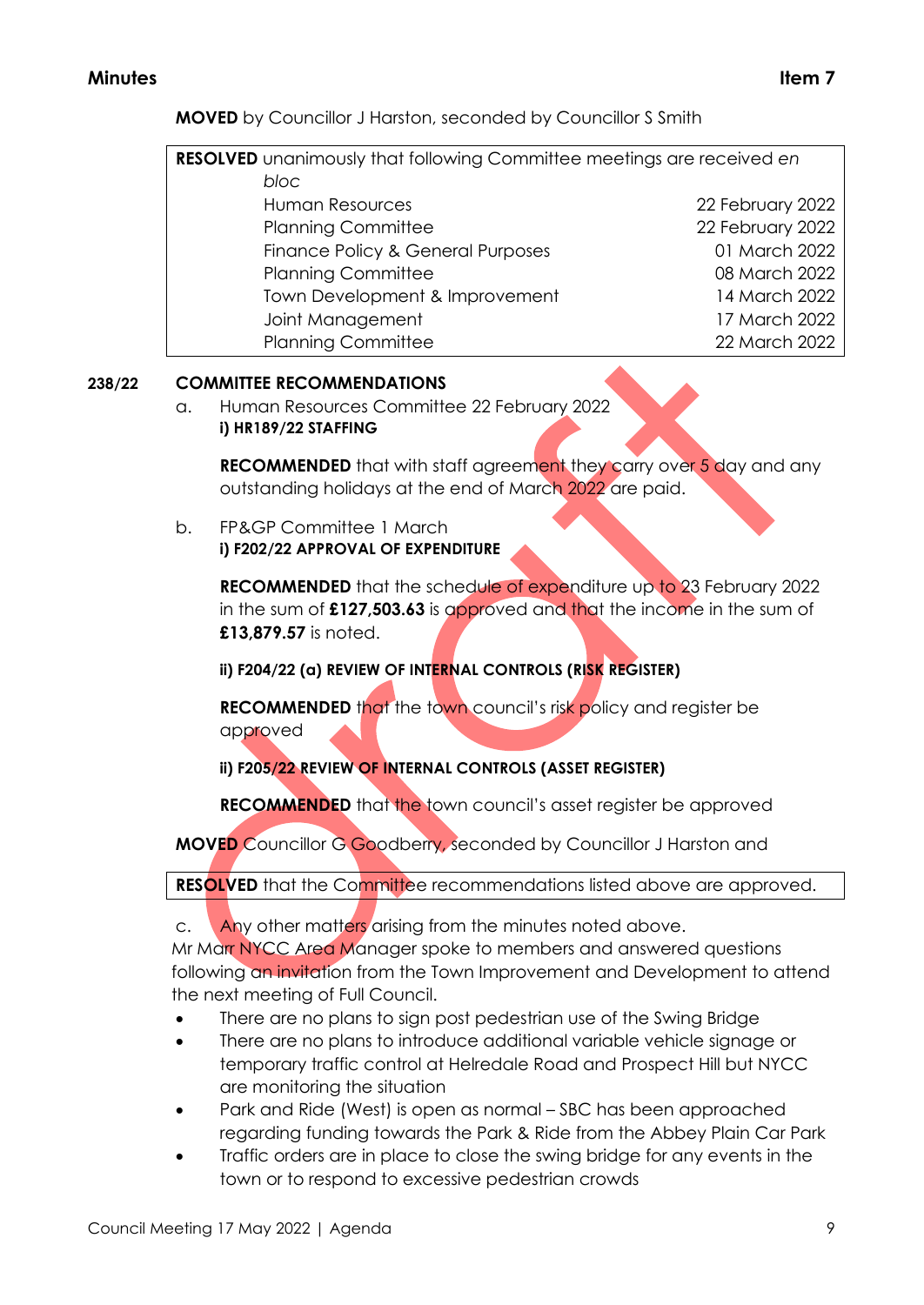**MOVED** by Councillor J Harston, seconded by Councillor S Smith

| **RESOLVED** unanimously that following Committee meetings are received *en bloc* | |
|---|---|
| Human Resources | 22 February 2022 |
| Planning Committee | 22 February 2022 |
| Finance Policy & General Purposes | 01 March 2022 |
| Planning Committee | 08 March 2022 |
| Town Development & Improvement | 14 March 2022 |
| Joint Management | 17 March 2022 |
| Planning Committee | 22 March 2022 |

**238/22 COMMITTEE RECOMMENDATIONS**

a. Human Resources Committee 22 February 2022

**i) HR189/22 STAFFING**

**RECOMMENDED** that with staff agreement they carry over 5 day and any outstanding holidays at the end of March 2022 are paid.

b. FP&GP Committee 1 March

**i) F202/22 APPROVAL OF EXPENDITURE**

**RECOMMENDED** that the schedule of expenditure up to 23 February 2022 in the sum of **£127,503.63** is approved and that the income in the sum of **£13,879.57** is noted.

**ii) F204/22 (a) REVIEW OF INTERNAL CONTROLS (RISK REGISTER)**

**RECOMMENDED** that the town council's risk policy and register be approved

**ii) F205/22 REVIEW OF INTERNAL CONTROLS (ASSET REGISTER)**

**RECOMMENDED** that the town council's asset register be approved

**MOVED** Councillor G Goodberry, seconded by Councillor J Harston and

| **RESOLVED** that the Committee recommendations listed above are approved. |
|---|

c. Any other matters arising from the minutes noted above.

Mr Marr NYCC Area Manager spoke to members and answered questions following an invitation from the Town Improvement and Development to attend the next meeting of Full Council.

- There are no plans to sign post pedestrian use of the Swing Bridge
- There are no plans to introduce additional variable vehicle signage or temporary traffic control at Helredale Road and Prospect Hill but NYCC are monitoring the situation
- Park and Ride (West) is open as normal – SBC has been approached regarding funding towards the Park & Ride from the Abbey Plain Car Park
- Traffic orders are in place to close the swing bridge for any events in the town or to respond to excessive pedestrian crowds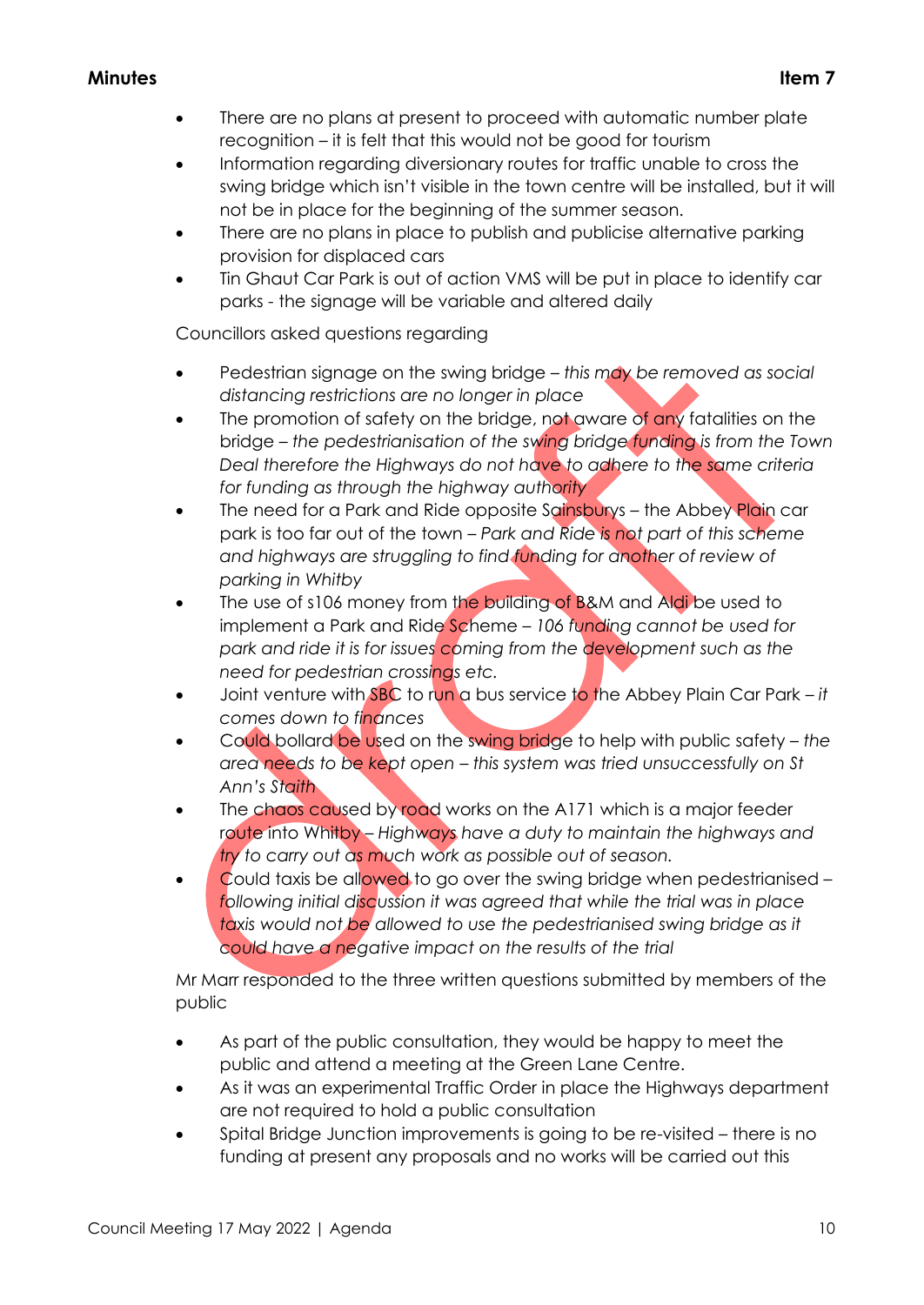- There are no plans at present to proceed with automatic number plate recognition – it is felt that this would not be good for tourism
- Information regarding diversionary routes for traffic unable to cross the swing bridge which isn't visible in the town centre will be installed, but it will not be in place for the beginning of the summer season.
- There are no plans in place to publish and publicise alternative parking provision for displaced cars
- Tin Ghaut Car Park is out of action VMS will be put in place to identify car parks - the signage will be variable and altered daily

Councillors asked questions regarding

- Pedestrian signage on the swing bridge – *this may be removed as social distancing restrictions are no longer in place*
- The promotion of safety on the bridge, not aware of any fatalities on the bridge – *the pedestrianisation of the swing bridge funding is from the Town Deal therefore the Highways do not have to adhere to the same criteria for funding as through the highway authority*
- The need for a Park and Ride opposite Sainsburys – the Abbey Plain car park is too far out of the town – *Park and Ride is not part of this scheme and highways are struggling to find funding for another of review of parking in Whitby*
- The use of s106 money from the building of B&M and Aldi be used to implement a Park and Ride Scheme – *106 funding cannot be used for park and ride it is for issues coming from the development such as the need for pedestrian crossings etc.*
- Joint venture with SBC to run a bus service to the Abbey Plain Car Park – *it comes down to finances*
- Could bollard be used on the swing bridge to help with public safety – *the area needs to be kept open – this system was tried unsuccessfully on St Ann's Staith*
- The chaos caused by road works on the A171 which is a major feeder route into Whitby – *Highways have a duty to maintain the highways and try to carry out as much work as possible out of season.*
- Could taxis be allowed to go over the swing bridge when pedestrianised – *following initial discussion it was agreed that while the trial was in place taxis would not be allowed to use the pedestrianised swing bridge as it could have a negative impact on the results of the trial*

Mr Marr responded to the three written questions submitted by members of the public

- As part of the public consultation, they would be happy to meet the public and attend a meeting at the Green Lane Centre.
- As it was an experimental Traffic Order in place the Highways department are not required to hold a public consultation
- Spital Bridge Junction improvements is going to be re-visited – there is no funding at present any proposals and no works will be carried out this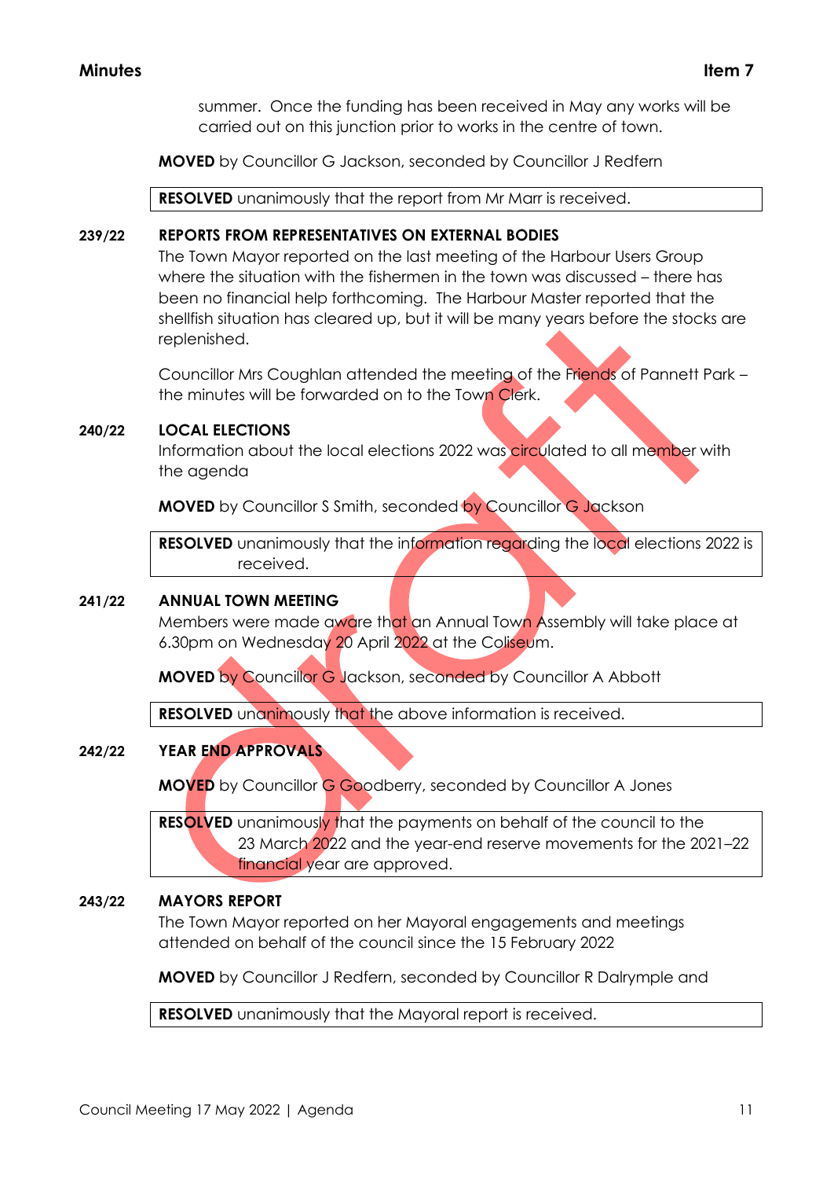summer. Once the funding has been received in May any works will be carried out on this junction prior to works in the centre of town.

**MOVED** by Councillor G Jackson, seconded by Councillor J Redfern

**RESOLVED** unanimously that the report from Mr Marr is received.

**239/22 REPORTS FROM REPRESENTATIVES ON EXTERNAL BODIES**

The Town Mayor reported on the last meeting of the Harbour Users Group where the situation with the fishermen in the town was discussed – there has been no financial help forthcoming. The Harbour Master reported that the shellfish situation has cleared up, but it will be many years before the stocks are replenished.

Councillor Mrs Coughlan attended the meeting of the Friends of Pannett Park – the minutes will be forwarded on to the Town Clerk.

**240/22 LOCAL ELECTIONS**

Information about the local elections 2022 was circulated to all member with the agenda

**MOVED** by Councillor S Smith, seconded by Councillor G Jackson

**RESOLVED** unanimously that the information regarding the local elections 2022 is received.

**241/22 ANNUAL TOWN MEETING**

Members were made aware that an Annual Town Assembly will take place at 6.30pm on Wednesday 20 April 2022 at the Coliseum.

**MOVED** by Councillor G Jackson, seconded by Councillor A Abbott

**RESOLVED** unanimously that the above information is received.

**242/22 YEAR END APPROVALS**

**MOVED** by Councillor G Goodberry, seconded by Councillor A Jones

**RESOLVED** unanimously that the payments on behalf of the council to the 23 March 2022 and the year-end reserve movements for the 2021–22 financial year are approved.

**243/22 MAYORS REPORT**

The Town Mayor reported on her Mayoral engagements and meetings attended on behalf of the council since the 15 February 2022

**MOVED** by Councillor J Redfern, seconded by Councillor R Dalrymple and

**RESOLVED** unanimously that the Mayoral report is received.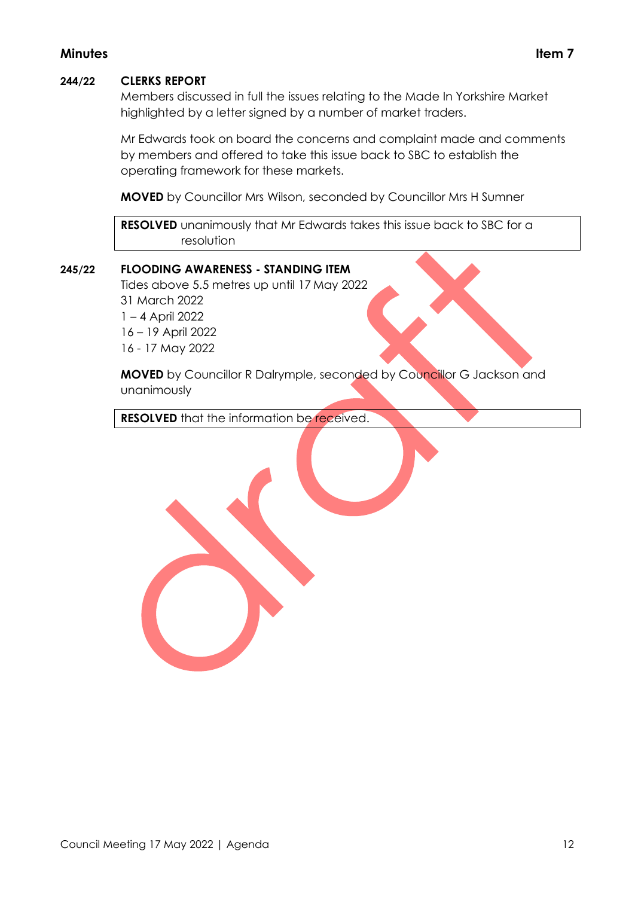**Minutes** **Item 7**

**244/22 CLERKS REPORT**

Members discussed in full the issues relating to the Made In Yorkshire Market highlighted by a letter signed by a number of market traders.

Mr Edwards took on board the concerns and complaint made and comments by members and offered to take this issue back to SBC to establish the operating framework for these markets.

**MOVED** by Councillor Mrs Wilson, seconded by Councillor Mrs H Sumner

| **RESOLVED** unanimously that Mr Edwards takes this issue back to SBC for a resolution |
|---|

**245/22 FLOODING AWARENESS - STANDING ITEM**

Tides above 5.5 metres up until 17 May 2022

31 March 2022

1 – 4 April 2022

16 – 19 April 2022

16 - 17 May 2022

**MOVED** by Councillor R Dalrymple, seconded by Councillor G Jackson and unanimously

| **RESOLVED** that the information be received. |
|---|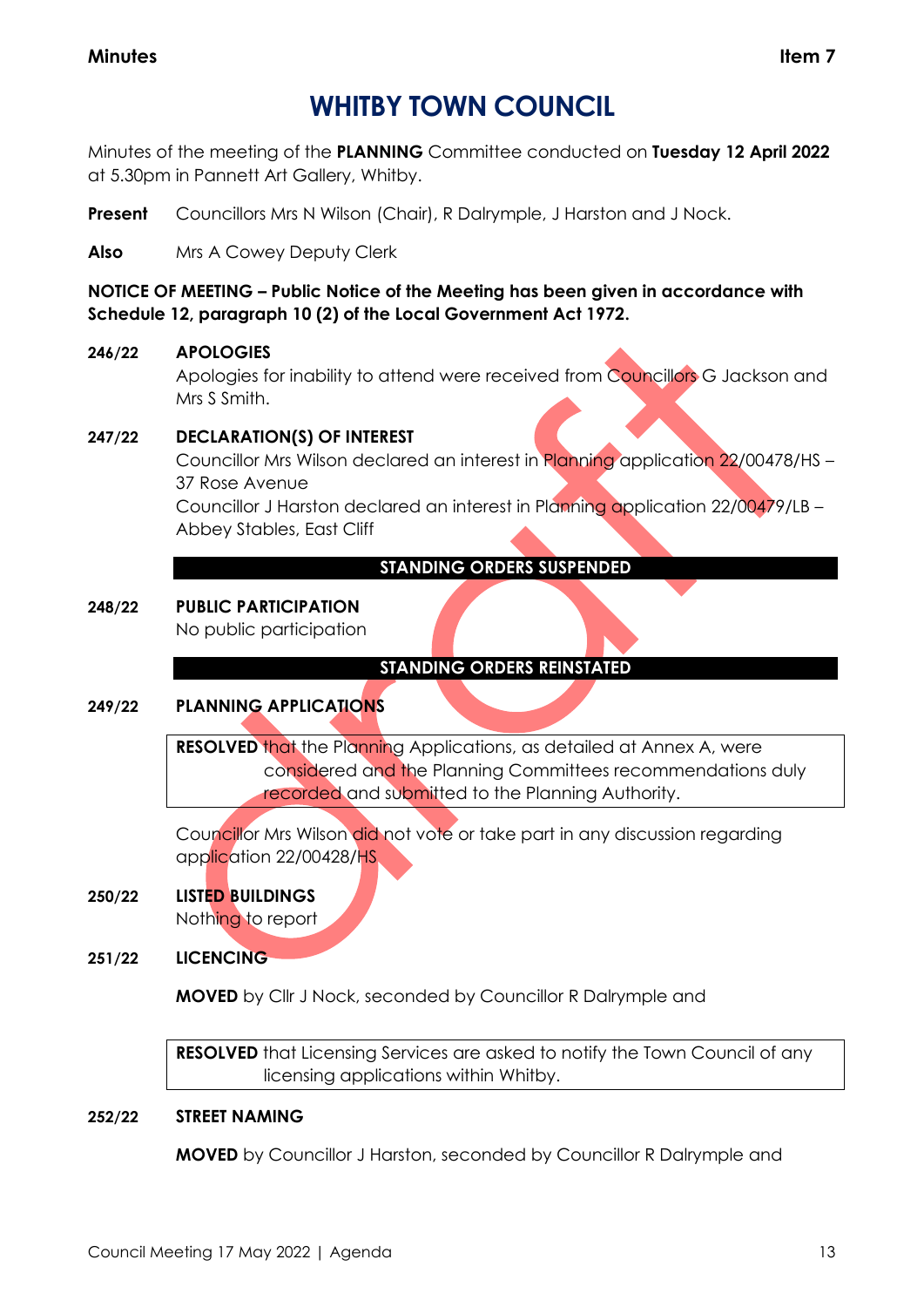**Minutes** **Item 7**

# WHITBY TOWN COUNCIL

Minutes of the meeting of the **PLANNING** Committee conducted on **Tuesday 12 April 2022** at 5.30pm in Pannett Art Gallery, Whitby.

**Present** Councillors Mrs N Wilson (Chair), R Dalrymple, J Harston and J Nock.

**Also** Mrs A Cowey Deputy Clerk

**NOTICE OF MEETING – Public Notice of the Meeting has been given in accordance with Schedule 12, paragraph 10 (2) of the Local Government Act 1972.**

**246/22 APOLOGIES**

Apologies for inability to attend were received from Councillors G Jackson and Mrs S Smith.

**247/22 DECLARATION(S) OF INTEREST**

Councillor Mrs Wilson declared an interest in Planning application 22/00478/HS – 37 Rose Avenue

Councillor J Harston declared an interest in Planning application 22/00479/LB – Abbey Stables, East Cliff

**STANDING ORDERS SUSPENDED**

**248/22 PUBLIC PARTICIPATION**

No public participation

**STANDING ORDERS REINSTATED**

**249/22 PLANNING APPLICATIONS**

**RESOLVED** that the Planning Applications, as detailed at Annex A, were considered and the Planning Committees recommendations duly recorded and submitted to the Planning Authority.

Councillor Mrs Wilson did not vote or take part in any discussion regarding application 22/00428/HS

**250/22 LISTED BUILDINGS**

Nothing to report

**251/22 LICENCING**

**MOVED** by Cllr J Nock, seconded by Councillor R Dalrymple and

**RESOLVED** that Licensing Services are asked to notify the Town Council of any licensing applications within Whitby.

**252/22 STREET NAMING**

**MOVED** by Councillor J Harston, seconded by Councillor R Dalrymple and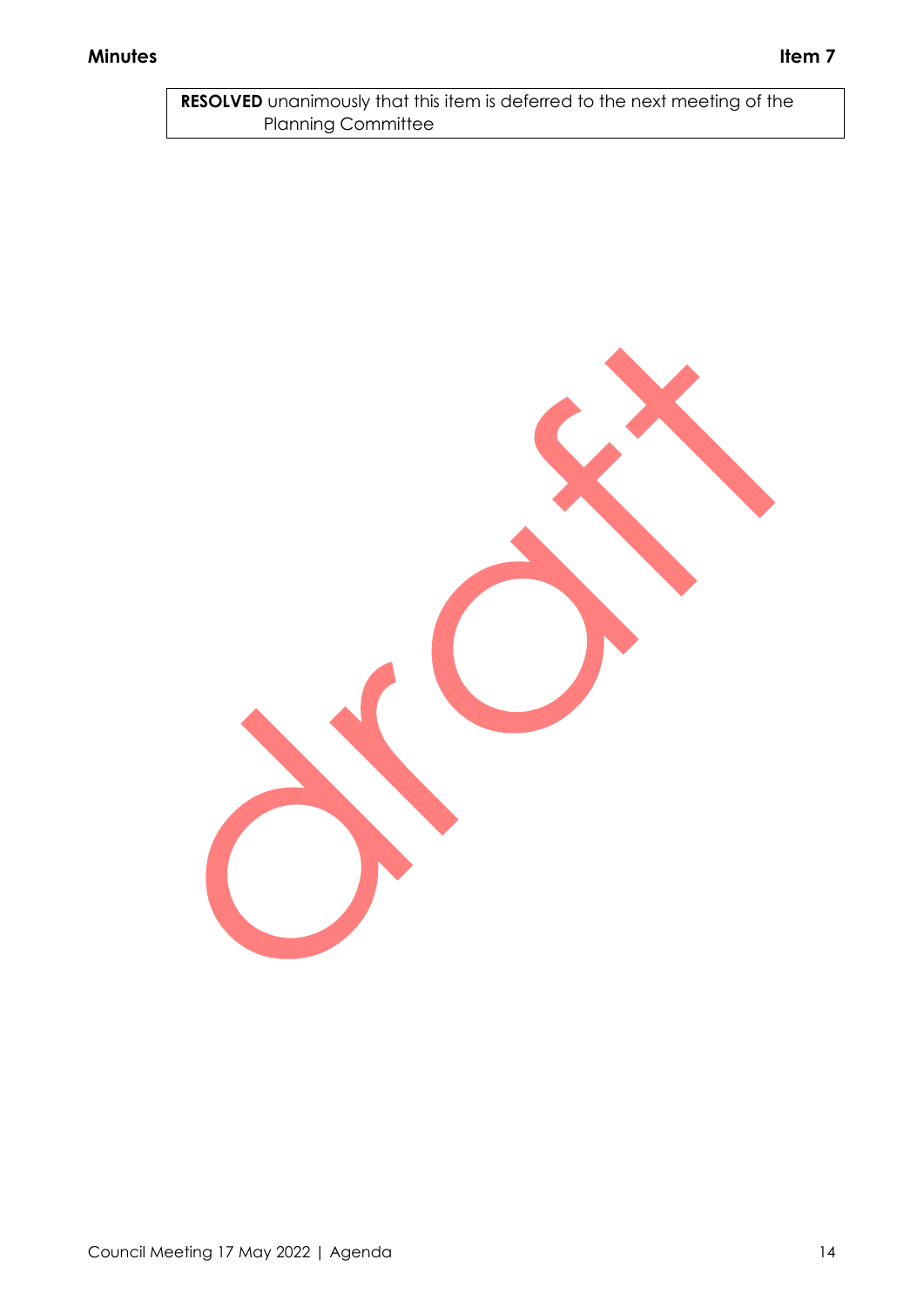**RESOLVED** unanimously that this item is deferred to the next meeting of the Planning Committee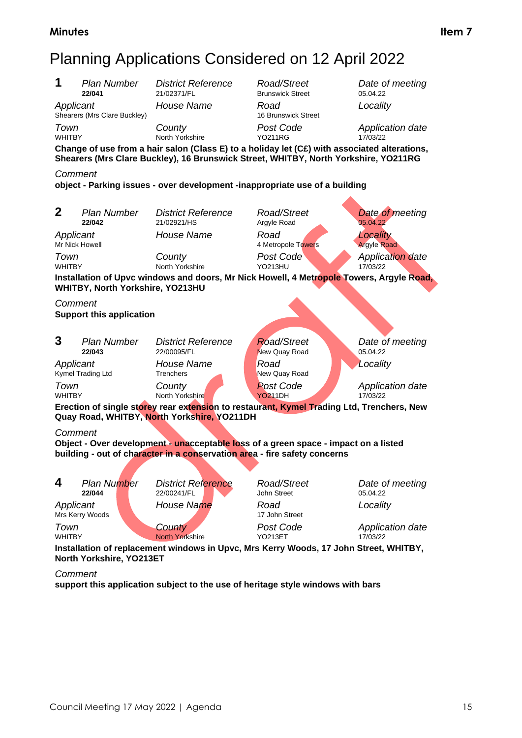**Minutes** **Item 7**

# Planning Applications Considered on 12 April 2022

## 1

| *Plan Number* | *District Reference* | *Road/Street* | *Date of meeting* |
|---|---|---|---|
| **22/041** | 21/02371/FL | Brunswick Street | 05.04.22 |
| *Applicant* | *House Name* | *Road* | *Locality* |
| Shearers (Mrs Clare Buckley) | | 16 Brunswick Street | |
| *Town* | *County* | *Post Code* | *Application date* |
| WHITBY | North Yorkshire | YO211RG | 17/03/22 |

**Change of use from a hair salon (Class E) to a holiday let (C£) with associated alterations, Shearers (Mrs Clare Buckley), 16 Brunswick Street, WHITBY, North Yorkshire, YO211RG**

*Comment*

**object - Parking issues - over development -inappropriate use of a building**

## 2

| *Plan Number* | *District Reference* | *Road/Street* | *Date of meeting* |
|---|---|---|---|
| **22/042** | 21/02921/HS | Argyle Road | 05.04.22 |
| *Applicant* | *House Name* | *Road* | *Locality* |
| Mr Nick Howell | | 4 Metropole Towers | Argyle Road |
| *Town* | *County* | *Post Code* | *Application date* |
| WHITBY | North Yorkshire | YO213HU | 17/03/22 |

**Installation of Upvc windows and doors, Mr Nick Howell, 4 Metropole Towers, Argyle Road, WHITBY, North Yorkshire, YO213HU**

*Comment*

**Support this application**

## 3

| *Plan Number* | *District Reference* | *Road/Street* | *Date of meeting* |
|---|---|---|---|
| **22/043** | 22/00095/FL | New Quay Road | 05.04.22 |
| *Applicant* | *House Name* | *Road* | *Locality* |
| Kymel Trading Ltd | Trenchers | New Quay Road | |
| *Town* | *County* | *Post Code* | *Application date* |
| WHITBY | North Yorkshire | YO211DH | 17/03/22 |

**Erection of single storey rear extension to restaurant, Kymel Trading Ltd, Trenchers, New Quay Road, WHITBY, North Yorkshire, YO211DH**

*Comment*

**Object - Over development - unacceptable loss of a green space - impact on a listed building - out of character in a conservation area - fire safety concerns**

## 4

| *Plan Number* | *District Reference* | *Road/Street* | *Date of meeting* |
|---|---|---|---|
| **22/044** | 22/00241/FL | John Street | 05.04.22 |
| *Applicant* | *House Name* | *Road* | *Locality* |
| Mrs Kerry Woods | | 17 John Street | |
| *Town* | *County* | *Post Code* | *Application date* |
| WHITBY | North Yorkshire | YO213ET | 17/03/22 |

**Installation of replacement windows in Upvc, Mrs Kerry Woods, 17 John Street, WHITBY, North Yorkshire, YO213ET**

*Comment*

**support this application subject to the use of heritage style windows with bars**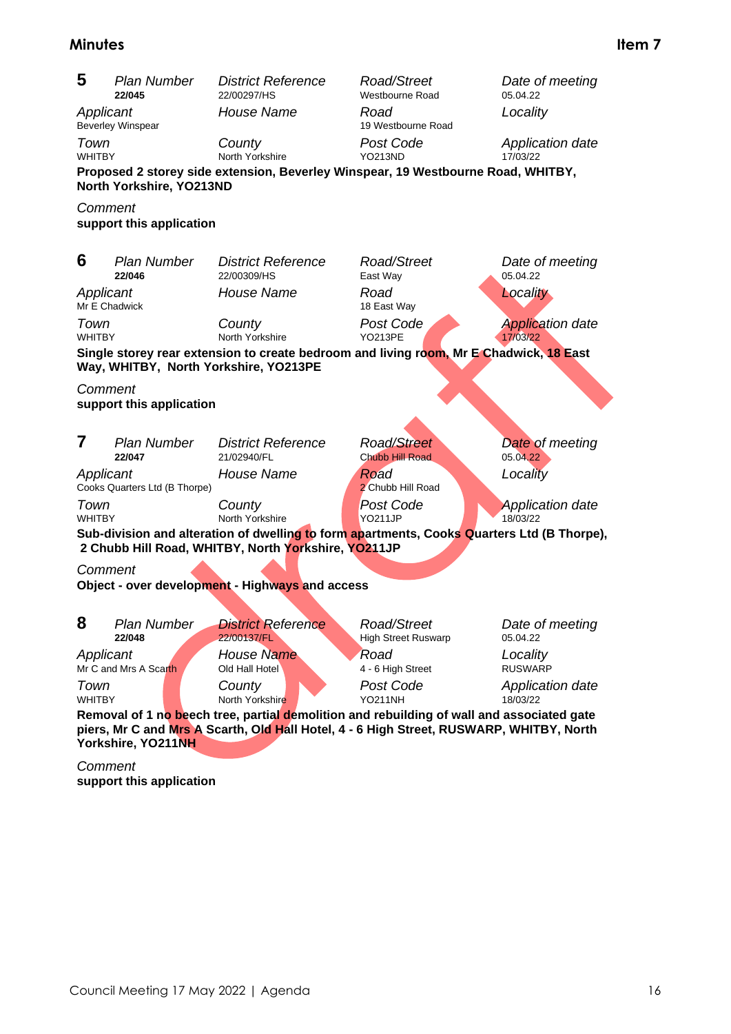**Minutes** — **Item 7**

| **5** | *Plan Number* | *District Reference* | *Road/Street* | *Date of meeting* |
|---|---|---|---|---|
| | **22/045** | 22/00297/HS | Westbourne Road | 05.04.22 |
| *Applicant* | | *House Name* | *Road* | *Locality* |
| Beverley Winspear | | | 19 Westbourne Road | |
| *Town* | | *County* | *Post Code* | *Application date* |
| WHITBY | | North Yorkshire | YO213ND | 17/03/22 |

**Proposed 2 storey side extension, Beverley Winspear, 19 Westbourne Road, WHITBY, North Yorkshire, YO213ND**

*Comment*
**support this application**

| **6** | *Plan Number* | *District Reference* | *Road/Street* | *Date of meeting* |
|---|---|---|---|---|
| | **22/046** | 22/00309/HS | East Way | 05.04.22 |
| *Applicant* | | *House Name* | *Road* | *Locality* |
| Mr E Chadwick | | | 18 East Way | |
| *Town* | | *County* | *Post Code* | *Application date* |
| WHITBY | | North Yorkshire | YO213PE | 17/03/22 |

**Single storey rear extension to create bedroom and living room, Mr E Chadwick, 18 East Way, WHITBY, North Yorkshire, YO213PE**

*Comment*
**support this application**

| **7** | *Plan Number* | *District Reference* | *Road/Street* | *Date of meeting* |
|---|---|---|---|---|
| | **22/047** | 21/02940/FL | Chubb Hill Road | 05.04.22 |
| *Applicant* | | *House Name* | *Road* | *Locality* |
| Cooks Quarters Ltd (B Thorpe) | | | 2 Chubb Hill Road | |
| *Town* | | *County* | *Post Code* | *Application date* |
| WHITBY | | North Yorkshire | YO211JP | 18/03/22 |

**Sub-division and alteration of dwelling to form apartments, Cooks Quarters Ltd (B Thorpe), 2 Chubb Hill Road, WHITBY, North Yorkshire, YO211JP**

*Comment*
**Object - over development - Highways and access**

| **8** | *Plan Number* | *District Reference* | *Road/Street* | *Date of meeting* |
|---|---|---|---|---|
| | **22/048** | 22/00137/FL | High Street Ruswarp | 05.04.22 |
| *Applicant* | | *House Name* | *Road* | *Locality* |
| Mr C and Mrs A Scarth | | Old Hall Hotel | 4 - 6 High Street | RUSWARP |
| *Town* | | *County* | *Post Code* | *Application date* |
| WHITBY | | North Yorkshire | YO211NH | 18/03/22 |

**Removal of 1 no beech tree, partial demolition and rebuilding of wall and associated gate piers, Mr C and Mrs A Scarth, Old Hall Hotel, 4 - 6 High Street, RUSWARP, WHITBY, North Yorkshire, YO211NH**

*Comment*
**support this application**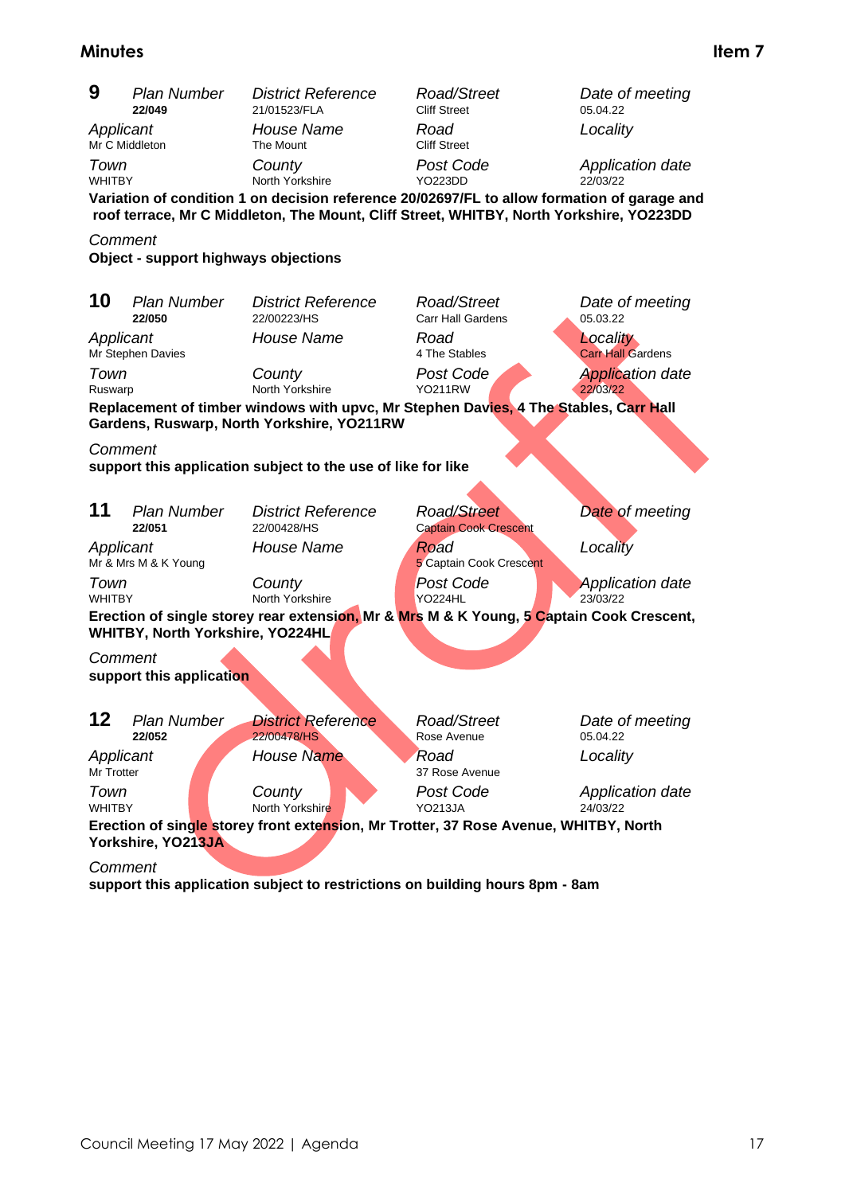**9**

| *Plan Number* | *District Reference* | *Road/Street* | *Date of meeting* |
|---|---|---|---|
| **22/049** | 21/01523/FLA | Cliff Street | 05.04.22 |
| *Applicant* | *House Name* | *Road* | *Locality* |
| Mr C Middleton | The Mount | Cliff Street | |
| *Town* | *County* | *Post Code* | *Application date* |
| WHITBY | North Yorkshire | YO223DD | 22/03/22 |

**Variation of condition 1 on decision reference 20/02697/FL to allow formation of garage and roof terrace, Mr C Middleton, The Mount, Cliff Street, WHITBY, North Yorkshire, YO223DD**

*Comment*

**Object - support highways objections**

**10**

| *Plan Number* | *District Reference* | *Road/Street* | *Date of meeting* |
|---|---|---|---|
| **22/050** | 22/00223/HS | Carr Hall Gardens | 05.03.22 |
| *Applicant* | *House Name* | *Road* | *Locality* |
| Mr Stephen Davies | | 4 The Stables | Carr Hall Gardens |
| *Town* | *County* | *Post Code* | *Application date* |
| Ruswarp | North Yorkshire | YO211RW | 22/03/22 |

**Replacement of timber windows with upvc, Mr Stephen Davies, 4 The Stables, Carr Hall Gardens, Ruswarp, North Yorkshire, YO211RW**

*Comment*

**support this application subject to the use of like for like**

**11**

| *Plan Number* | *District Reference* | *Road/Street* | *Date of meeting* |
|---|---|---|---|
| **22/051** | 22/00428/HS | Captain Cook Crescent | |
| *Applicant* | *House Name* | *Road* | *Locality* |
| Mr & Mrs M & K Young | | 5 Captain Cook Crescent | |
| *Town* | *County* | *Post Code* | *Application date* |
| WHITBY | North Yorkshire | YO224HL | 23/03/22 |

**Erection of single storey rear extension, Mr & Mrs M & K Young, 5 Captain Cook Crescent, WHITBY, North Yorkshire, YO224HL**

*Comment*

**support this application**

**12**

| *Plan Number* | *District Reference* | *Road/Street* | *Date of meeting* |
|---|---|---|---|
| **22/052** | 22/00478/HS | Rose Avenue | 05.04.22 |
| *Applicant* | *House Name* | *Road* | *Locality* |
| Mr Trotter | | 37 Rose Avenue | |
| *Town* | *County* | *Post Code* | *Application date* |
| WHITBY | North Yorkshire | YO213JA | 24/03/22 |

**Erection of single storey front extension, Mr Trotter, 37 Rose Avenue, WHITBY, North Yorkshire, YO213JA**

*Comment*

**support this application subject to restrictions on building hours 8pm - 8am**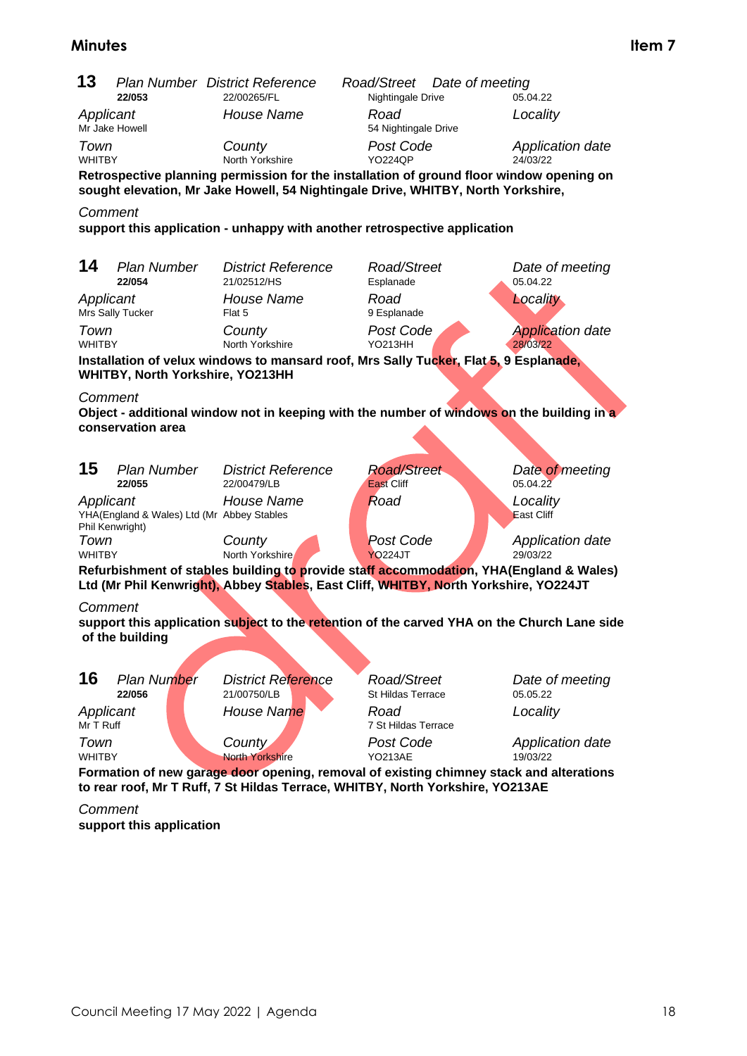## 13

| Plan Number | District Reference | Road/Street | Date of meeting |
|---|---|---|---|
| **22/053** | 22/00265/FL | Nightingale Drive | 05.04.22 |
| *Applicant* | *House Name* | *Road* | *Locality* |
| Mr Jake Howell | | 54 Nightingale Drive | |
| *Town* | *County* | *Post Code* | *Application date* |
| WHITBY | North Yorkshire | YO224QP | 24/03/22 |

**Retrospective planning permission for the installation of ground floor window opening on sought elevation, Mr Jake Howell, 54 Nightingale Drive, WHITBY, North Yorkshire,**

*Comment*

**support this application - unhappy with another retrospective application**

## 14

| Plan Number | District Reference | Road/Street | Date of meeting |
|---|---|---|---|
| **22/054** | 21/02512/HS | Esplanade | 05.04.22 |
| *Applicant* | *House Name* | *Road* | *Locality* |
| Mrs Sally Tucker | Flat 5 | 9 Esplanade | |
| *Town* | *County* | *Post Code* | *Application date* |
| WHITBY | North Yorkshire | YO213HH | 28/03/22 |

**Installation of velux windows to mansard roof, Mrs Sally Tucker, Flat 5, 9 Esplanade, WHITBY, North Yorkshire, YO213HH**

*Comment*

**Object - additional window not in keeping with the number of windows on the building in a conservation area**

## 15

| Plan Number | District Reference | Road/Street | Date of meeting |
|---|---|---|---|
| **22/055** | 22/00479/LB | East Cliff | 05.04.22 |
| *Applicant* | *House Name* | *Road* | *Locality* |
| YHA(England & Wales) Ltd (Mr Phil Kenwright) | Abbey Stables | | East Cliff |
| *Town* | *County* | *Post Code* | *Application date* |
| WHITBY | North Yorkshire | YO224JT | 29/03/22 |

**Refurbishment of stables building to provide staff accommodation, YHA(England & Wales) Ltd (Mr Phil Kenwright), Abbey Stables, East Cliff, WHITBY, North Yorkshire, YO224JT**

*Comment*

**support this application subject to the retention of the carved YHA on the Church Lane side of the building**

## 16

| Plan Number | District Reference | Road/Street | Date of meeting |
|---|---|---|---|
| **22/056** | 21/00750/LB | St Hildas Terrace | 05.05.22 |
| *Applicant* | *House Name* | *Road* | *Locality* |
| Mr T Ruff | | 7 St Hildas Terrace | |
| *Town* | *County* | *Post Code* | *Application date* |
| WHITBY | North Yorkshire | YO213AE | 19/03/22 |

**Formation of new garage door opening, removal of existing chimney stack and alterations to rear roof, Mr T Ruff, 7 St Hildas Terrace, WHITBY, North Yorkshire, YO213AE**

*Comment*

**support this application**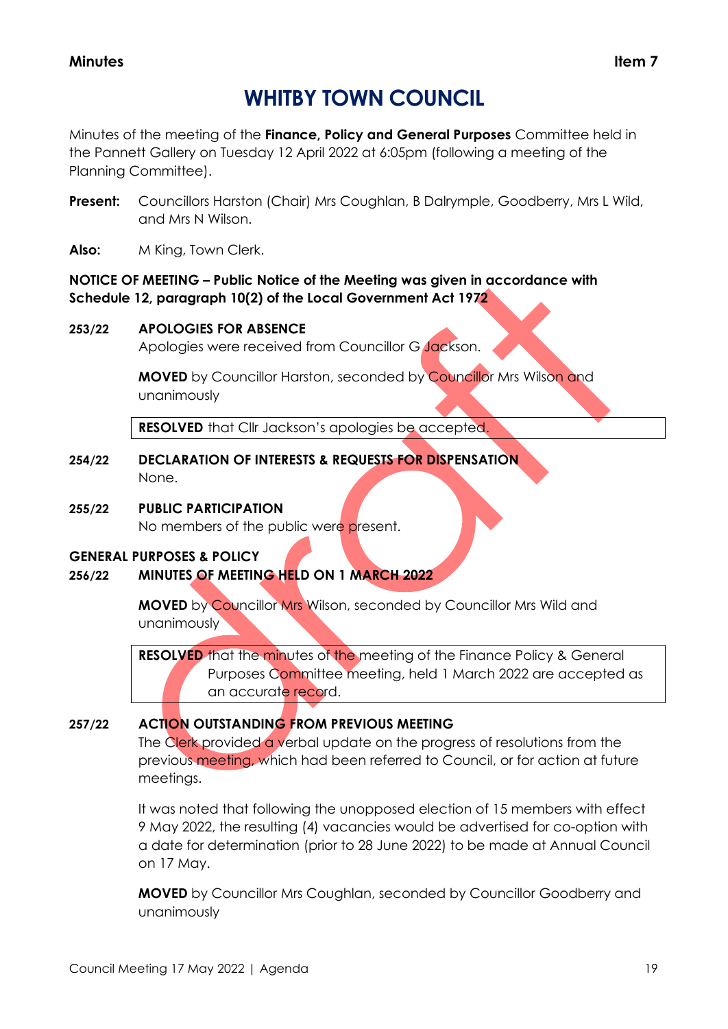**Minutes** **Item 7**

# WHITBY TOWN COUNCIL

Minutes of the meeting of the **Finance, Policy and General Purposes** Committee held in the Pannett Gallery on Tuesday 12 April 2022 at 6:05pm (following a meeting of the Planning Committee).

**Present:** Councillors Harston (Chair) Mrs Coughlan, B Dalrymple, Goodberry, Mrs L Wild, and Mrs N Wilson.

**Also:** M King, Town Clerk.

**NOTICE OF MEETING – Public Notice of the Meeting was given in accordance with Schedule 12, paragraph 10(2) of the Local Government Act 1972**

**253/22 APOLOGIES FOR ABSENCE**

Apologies were received from Councillor G Jackson.

**MOVED** by Councillor Harston, seconded by Councillor Mrs Wilson and unanimously

> **RESOLVED** that Cllr Jackson's apologies be accepted.

**254/22 DECLARATION OF INTERESTS & REQUESTS FOR DISPENSATION**

None.

**255/22 PUBLIC PARTICIPATION**

No members of the public were present.

**GENERAL PURPOSES & POLICY**

**256/22 MINUTES OF MEETING HELD ON 1 MARCH 2022**

**MOVED** by Councillor Mrs Wilson, seconded by Councillor Mrs Wild and unanimously

> **RESOLVED** that the minutes of the meeting of the Finance Policy & General Purposes Committee meeting, held 1 March 2022 are accepted as an accurate record.

**257/22 ACTION OUTSTANDING FROM PREVIOUS MEETING**

The Clerk provided a verbal update on the progress of resolutions from the previous meeting, which had been referred to Council, or for action at future meetings.

It was noted that following the unopposed election of 15 members with effect 9 May 2022, the resulting (4) vacancies would be advertised for co-option with a date for determination (prior to 28 June 2022) to be made at Annual Council on 17 May.

**MOVED** by Councillor Mrs Coughlan, seconded by Councillor Goodberry and unanimously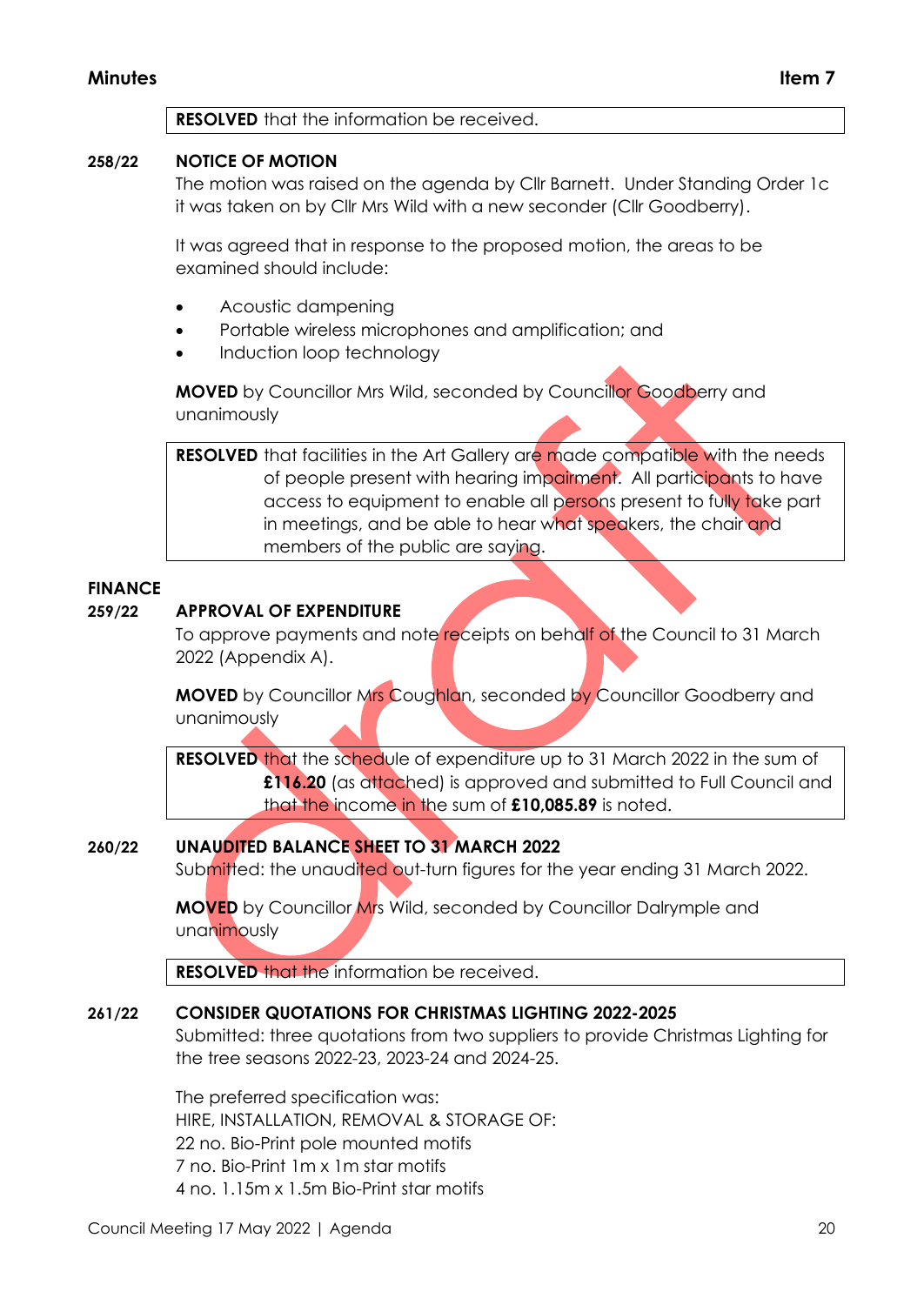**RESOLVED** that the information be received.

**258/22 NOTICE OF MOTION**

The motion was raised on the agenda by Cllr Barnett. Under Standing Order 1c it was taken on by Cllr Mrs Wild with a new seconder (Cllr Goodberry).

It was agreed that in response to the proposed motion, the areas to be examined should include:

- Acoustic dampening
- Portable wireless microphones and amplification; and
- Induction loop technology

**MOVED** by Councillor Mrs Wild, seconded by Councillor Goodberry and unanimously

**RESOLVED** that facilities in the Art Gallery are made compatible with the needs of people present with hearing impairment. All participants to have access to equipment to enable all persons present to fully take part in meetings, and be able to hear what speakers, the chair and members of the public are saying.

## FINANCE

**259/22 APPROVAL OF EXPENDITURE**

To approve payments and note receipts on behalf of the Council to 31 March 2022 (Appendix A).

**MOVED** by Councillor Mrs Coughlan, seconded by Councillor Goodberry and unanimously

**RESOLVED** that the schedule of expenditure up to 31 March 2022 in the sum of **£116.20** (as attached) is approved and submitted to Full Council and that the income in the sum of **£10,085.89** is noted.

**260/22 UNAUDITED BALANCE SHEET TO 31 MARCH 2022**

Submitted: the unaudited out-turn figures for the year ending 31 March 2022.

**MOVED** by Councillor Mrs Wild, seconded by Councillor Dalrymple and unanimously

**RESOLVED** that the information be received.

**261/22 CONSIDER QUOTATIONS FOR CHRISTMAS LIGHTING 2022-2025**

Submitted: three quotations from two suppliers to provide Christmas Lighting for the tree seasons 2022-23, 2023-24 and 2024-25.

The preferred specification was:
HIRE, INSTALLATION, REMOVAL & STORAGE OF:
22 no. Bio-Print pole mounted motifs
7 no. Bio-Print 1m x 1m star motifs
4 no. 1.15m x 1.5m Bio-Print star motifs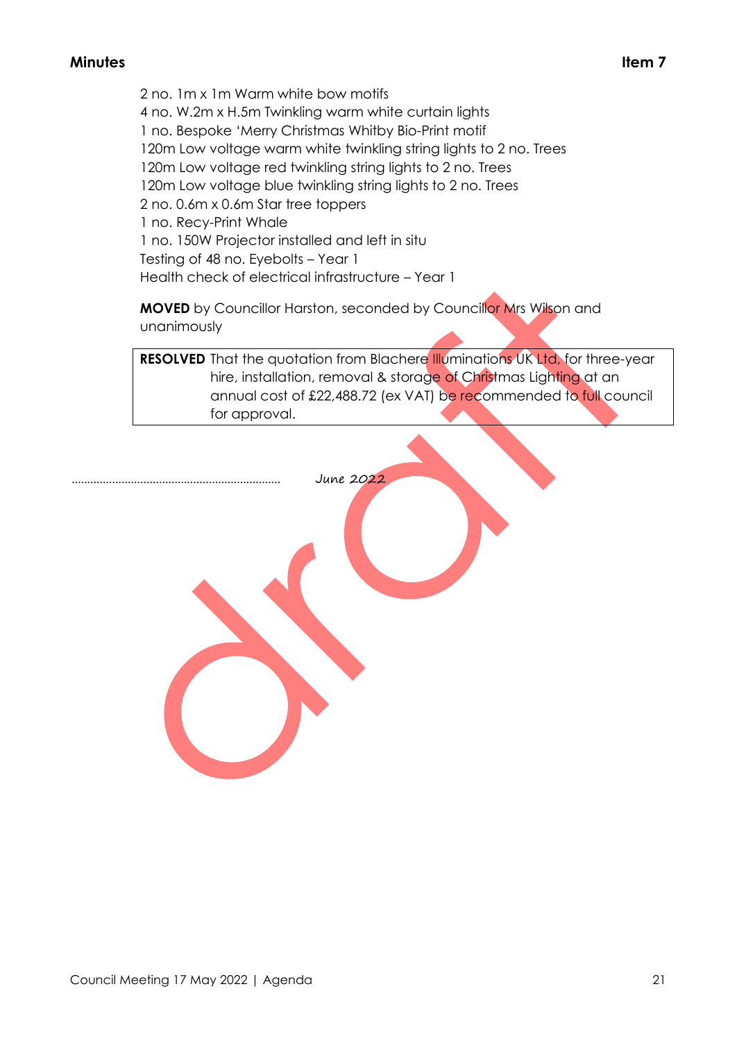2 no. 1m x 1m Warm white bow motifs
4 no. W.2m x H.5m Twinkling warm white curtain lights
1 no. Bespoke 'Merry Christmas Whitby Bio-Print motif
120m Low voltage warm white twinkling string lights to 2 no. Trees
120m Low voltage red twinkling string lights to 2 no. Trees
120m Low voltage blue twinkling string lights to 2 no. Trees
2 no. 0.6m x 0.6m Star tree toppers
1 no. Recy-Print Whale
1 no. 150W Projector installed and left in situ
Testing of 48 no. Eyebolts – Year 1
Health check of electrical infrastructure – Year 1

**MOVED** by Councillor Harston, seconded by Councillor Mrs Wilson and unanimously

| **RESOLVED** | That the quotation from Blachere Illuminations UK Ltd, for three-year hire, installation, removal & storage of Christmas Lighting at an annual cost of £22,488.72 (ex VAT) be recommended to full council for approval. |
|---|---|

………………………………………………………… *June 2022*

draft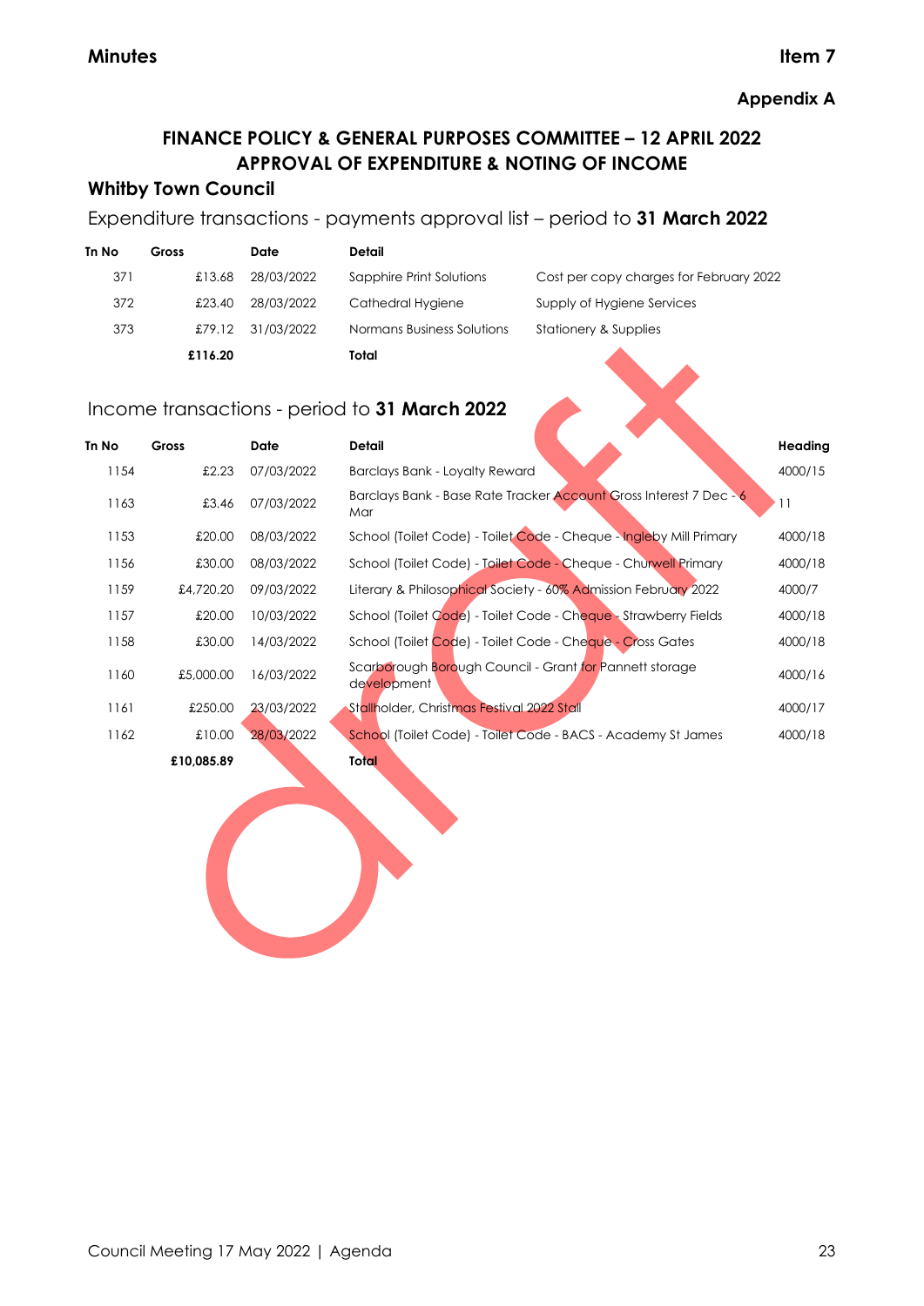**Minutes**

**Item 7**

**Appendix A**

## FINANCE POLICY & GENERAL PURPOSES COMMITTEE – 12 APRIL 2022
## APPROVAL OF EXPENDITURE & NOTING OF INCOME

### Whitby Town Council

Expenditure transactions - payments approval list – period to **31 March 2022**

| Tn No | Gross | Date | Detail | |
|---|---|---|---|---|
| 371 | £13.68 | 28/03/2022 | Sapphire Print Solutions | Cost per copy charges for February 2022 |
| 372 | £23.40 | 28/03/2022 | Cathedral Hygiene | Supply of Hygiene Services |
| 373 | £79.12 | 31/03/2022 | Normans Business Solutions | Stationery & Supplies |
| | **£116.20** | | **Total** | |

Income transactions - period to **31 March 2022**

| Tn No | Gross | Date | Detail | Heading |
|---|---|---|---|---|
| 1154 | £2.23 | 07/03/2022 | Barclays Bank - Loyalty Reward | 4000/15 |
| 1163 | £3.46 | 07/03/2022 | Barclays Bank - Base Rate Tracker Account Gross Interest 7 Dec - 6 Mar | 11 |
| 1153 | £20.00 | 08/03/2022 | School (Toilet Code) - Toilet Code - Cheque - Ingleby Mill Primary | 4000/18 |
| 1156 | £30.00 | 08/03/2022 | School (Toilet Code) - Toilet Code - Cheque - Churwell Primary | 4000/18 |
| 1159 | £4,720.20 | 09/03/2022 | Literary & Philosophical Society - 60% Admission February 2022 | 4000/7 |
| 1157 | £20.00 | 10/03/2022 | School (Toilet Code) - Toilet Code - Cheque - Strawberry Fields | 4000/18 |
| 1158 | £30.00 | 14/03/2022 | School (Toilet Code) - Toilet Code - Cheque - Cross Gates | 4000/18 |
| 1160 | £5,000.00 | 16/03/2022 | Scarborough Borough Council - Grant for Pannett storage development | 4000/16 |
| 1161 | £250.00 | 23/03/2022 | Stallholder, Christmas Festival 2022 Stall | 4000/17 |
| 1162 | £10.00 | 28/03/2022 | School (Toilet Code) - Toilet Code - BACS - Academy St James | 4000/18 |
| | **£10,085.89** | | **Total** | |

draft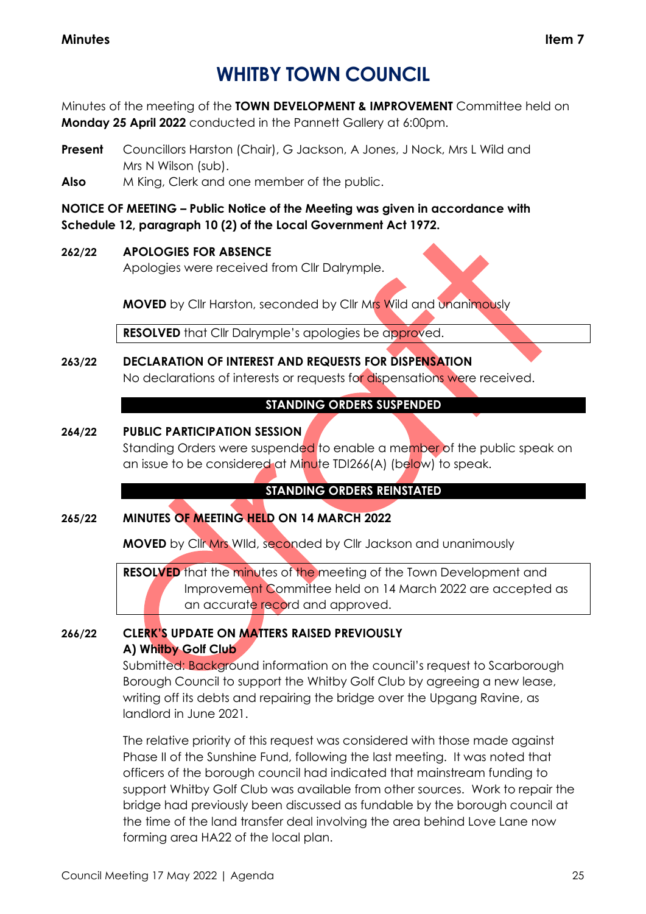**Minutes** **Item 7**

# WHITBY TOWN COUNCIL

Minutes of the meeting of the **TOWN DEVELOPMENT & IMPROVEMENT** Committee held on **Monday 25 April 2022** conducted in the Pannett Gallery at 6:00pm.

**Present** Councillors Harston (Chair), G Jackson, A Jones, J Nock, Mrs L Wild and Mrs N Wilson (sub).

**Also** M King, Clerk and one member of the public.

**NOTICE OF MEETING – Public Notice of the Meeting was given in accordance with Schedule 12, paragraph 10 (2) of the Local Government Act 1972.**

**262/22 APOLOGIES FOR ABSENCE**

Apologies were received from Cllr Dalrymple.

**MOVED** by Cllr Harston, seconded by Cllr Mrs Wild and unanimously

**RESOLVED** that Cllr Dalrymple's apologies be approved.

**263/22 DECLARATION OF INTEREST AND REQUESTS FOR DISPENSATION**

No declarations of interests or requests for dispensations were received.

**STANDING ORDERS SUSPENDED**

**264/22 PUBLIC PARTICIPATION SESSION**

Standing Orders were suspended to enable a member of the public speak on an issue to be considered at Minute TDI266(A) (below) to speak.

**STANDING ORDERS REINSTATED**

**265/22 MINUTES OF MEETING HELD ON 14 MARCH 2022**

**MOVED** by Cllr Mrs WIld, seconded by Cllr Jackson and unanimously

**RESOLVED** that the minutes of the meeting of the Town Development and Improvement Committee held on 14 March 2022 are accepted as an accurate record and approved.

**266/22 CLERK'S UPDATE ON MATTERS RAISED PREVIOUSLY**

**A) Whitby Golf Club**

Submitted: Background information on the council's request to Scarborough Borough Council to support the Whitby Golf Club by agreeing a new lease, writing off its debts and repairing the bridge over the Upgang Ravine, as landlord in June 2021.

The relative priority of this request was considered with those made against Phase II of the Sunshine Fund, following the last meeting. It was noted that officers of the borough council had indicated that mainstream funding to support Whitby Golf Club was available from other sources. Work to repair the bridge had previously been discussed as fundable by the borough council at the time of the land transfer deal involving the area behind Love Lane now forming area HA22 of the local plan.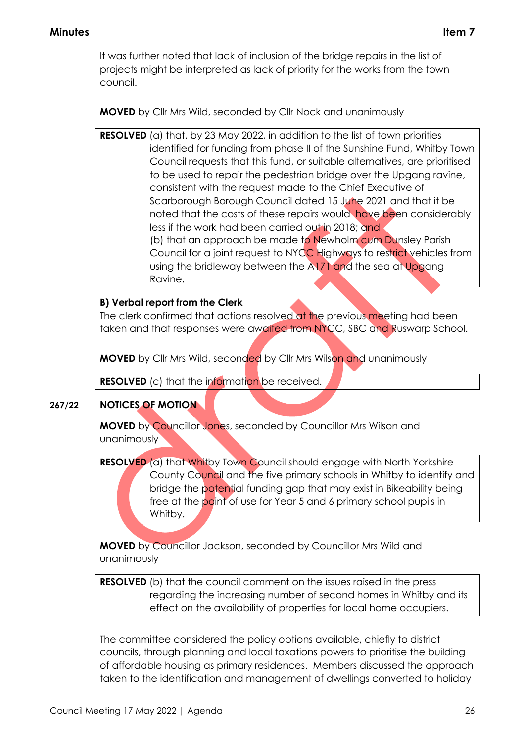It was further noted that lack of inclusion of the bridge repairs in the list of projects might be interpreted as lack of priority for the works from the town council.

**MOVED** by Cllr Mrs Wild, seconded by Cllr Nock and unanimously

**RESOLVED** (a) that, by 23 May 2022, in addition to the list of town priorities identified for funding from phase II of the Sunshine Fund, Whitby Town Council requests that this fund, or suitable alternatives, are prioritised to be used to repair the pedestrian bridge over the Upgang ravine, consistent with the request made to the Chief Executive of Scarborough Borough Council dated 15 June 2021 and that it be noted that the costs of these repairs would have been considerably less if the work had been carried out in 2018; and
(b) that an approach be made to Newholm cum Dunsley Parish Council for a joint request to NYCC Highways to restrict vehicles from using the bridleway between the A171 and the sea at Upgang Ravine.

**B) Verbal report from the Clerk**

The clerk confirmed that actions resolved at the previous meeting had been taken and that responses were awaited from NYCC, SBC and Ruswarp School.

**MOVED** by Cllr Mrs Wild, seconded by Cllr Mrs Wilson and unanimously

**RESOLVED** (c) that the information be received.

**267/22 NOTICES OF MOTION**

**MOVED** by Councillor Jones, seconded by Councillor Mrs Wilson and unanimously

**RESOLVED** (a) that Whitby Town Council should engage with North Yorkshire County Council and the five primary schools in Whitby to identify and bridge the potential funding gap that may exist in Bikeability being free at the point of use for Year 5 and 6 primary school pupils in Whitby.

**MOVED** by Councillor Jackson, seconded by Councillor Mrs Wild and unanimously

**RESOLVED** (b) that the council comment on the issues raised in the press regarding the increasing number of second homes in Whitby and its effect on the availability of properties for local home occupiers.

The committee considered the policy options available, chiefly to district councils, through planning and local taxations powers to prioritise the building of affordable housing as primary residences. Members discussed the approach taken to the identification and management of dwellings converted to holiday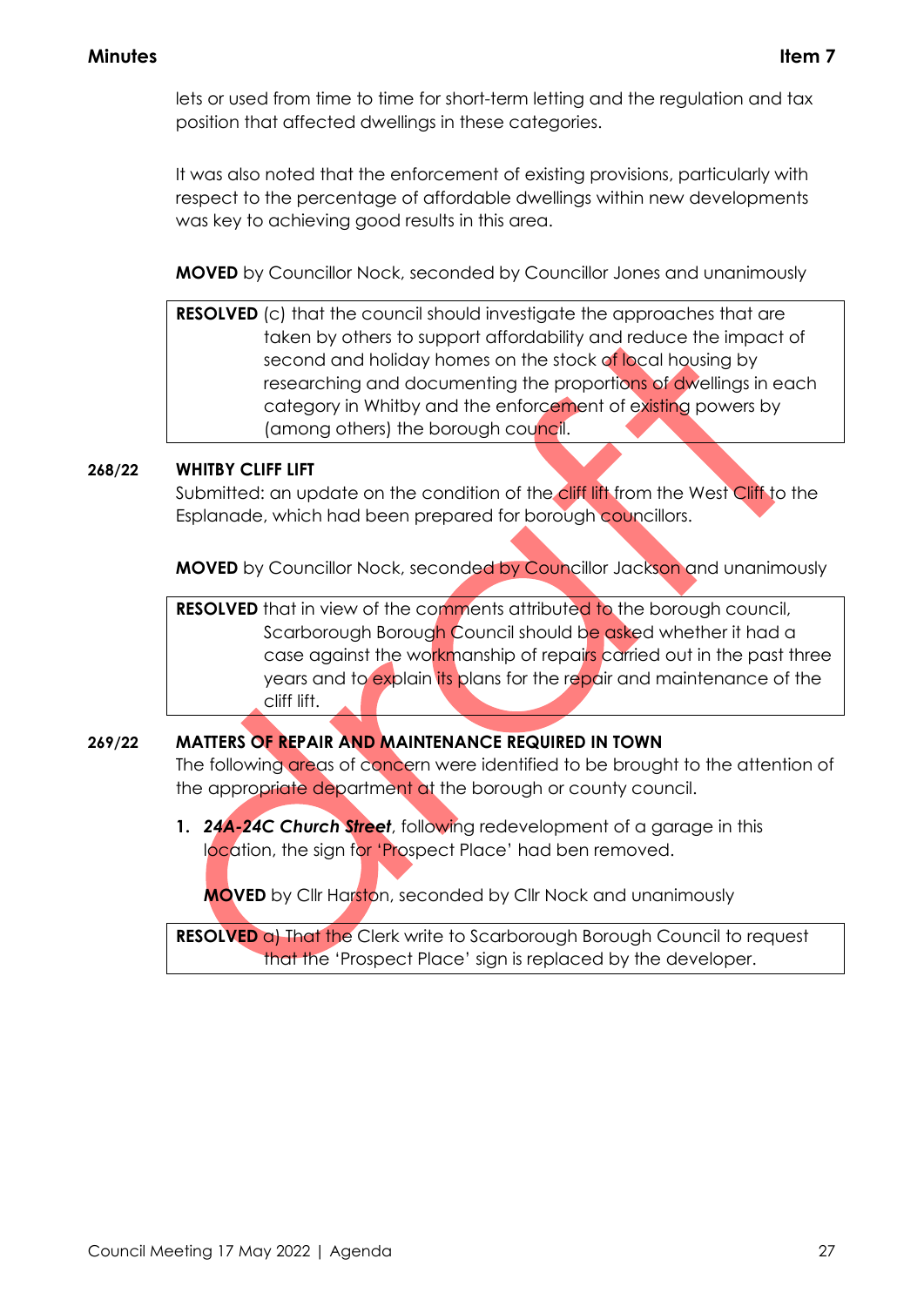lets or used from time to time for short-term letting and the regulation and tax position that affected dwellings in these categories.

It was also noted that the enforcement of existing provisions, particularly with respect to the percentage of affordable dwellings within new developments was key to achieving good results in this area.

**MOVED** by Councillor Nock, seconded by Councillor Jones and unanimously

**RESOLVED** (c) that the council should investigate the approaches that are taken by others to support affordability and reduce the impact of second and holiday homes on the stock of local housing by researching and documenting the proportions of dwellings in each category in Whitby and the enforcement of existing powers by (among others) the borough council.

**268/22 WHITBY CLIFF LIFT**

Submitted: an update on the condition of the cliff lift from the West Cliff to the Esplanade, which had been prepared for borough councillors.

**MOVED** by Councillor Nock, seconded by Councillor Jackson and unanimously

**RESOLVED** that in view of the comments attributed to the borough council, Scarborough Borough Council should be asked whether it had a case against the workmanship of repairs carried out in the past three years and to explain its plans for the repair and maintenance of the cliff lift.

**269/22 MATTERS OF REPAIR AND MAINTENANCE REQUIRED IN TOWN**

The following areas of concern were identified to be brought to the attention of the appropriate department at the borough or county council.

1. ***24A-24C Church Street***, following redevelopment of a garage in this location, the sign for 'Prospect Place' had ben removed.

   **MOVED** by Cllr Harston, seconded by Cllr Nock and unanimously

**RESOLVED** a) That the Clerk write to Scarborough Borough Council to request that the 'Prospect Place' sign is replaced by the developer.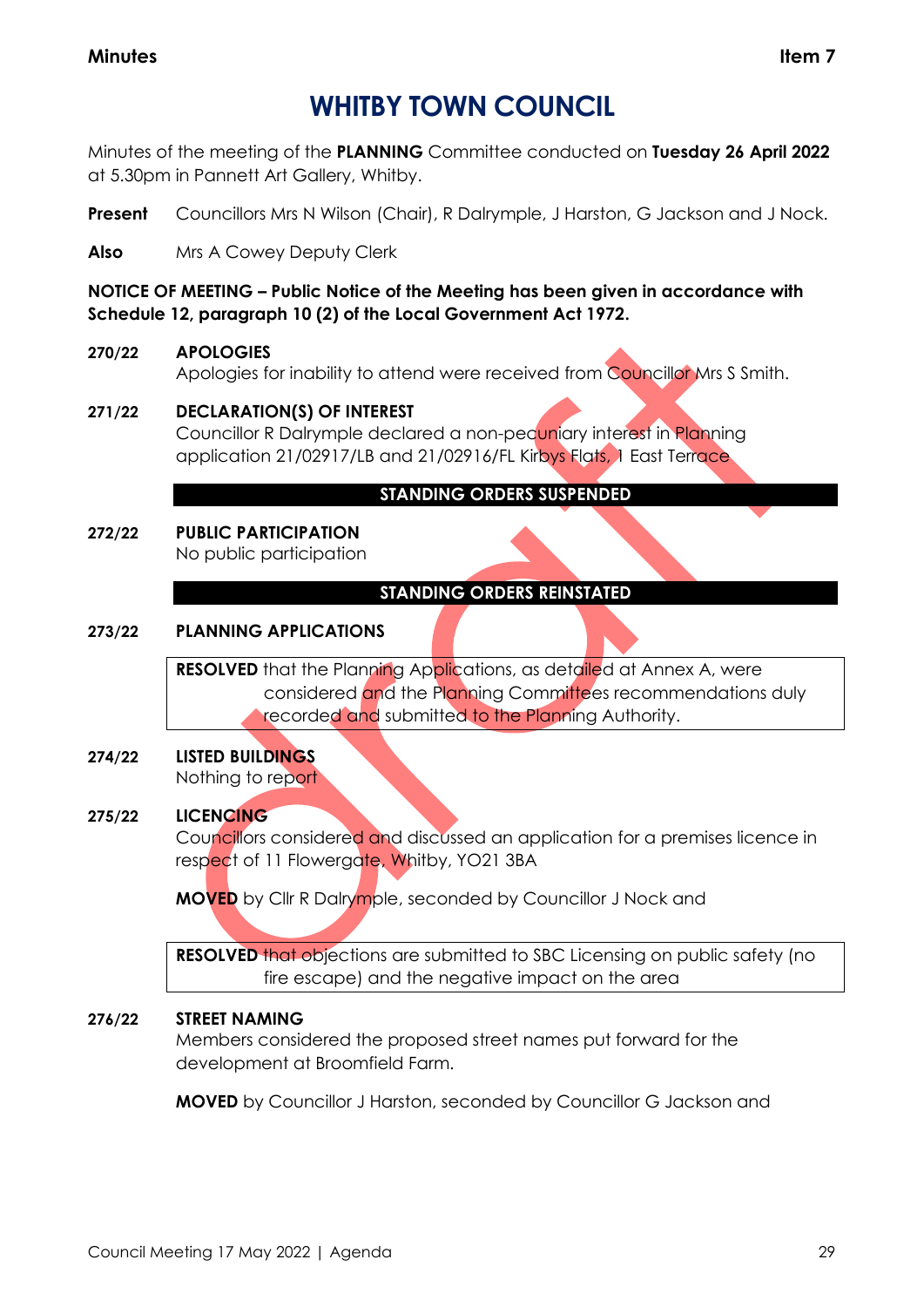# WHITBY TOWN COUNCIL

Minutes of the meeting of the **PLANNING** Committee conducted on **Tuesday 26 April 2022** at 5.30pm in Pannett Art Gallery, Whitby.

**Present** Councillors Mrs N Wilson (Chair), R Dalrymple, J Harston, G Jackson and J Nock.

**Also** Mrs A Cowey Deputy Clerk

**NOTICE OF MEETING – Public Notice of the Meeting has been given in accordance with Schedule 12, paragraph 10 (2) of the Local Government Act 1972.**

**270/22 APOLOGIES**

Apologies for inability to attend were received from Councillor Mrs S Smith.

**271/22 DECLARATION(S) OF INTEREST**

Councillor R Dalrymple declared a non-pecuniary interest in Planning application 21/02917/LB and 21/02916/FL Kirbys Flats, 1 East Terrace

**STANDING ORDERS SUSPENDED**

**272/22 PUBLIC PARTICIPATION**

No public participation

**STANDING ORDERS REINSTATED**

**273/22 PLANNING APPLICATIONS**

**RESOLVED** that the Planning Applications, as detailed at Annex A, were considered and the Planning Committees recommendations duly recorded and submitted to the Planning Authority.

**274/22 LISTED BUILDINGS**

Nothing to report

**275/22 LICENCING**

Councillors considered and discussed an application for a premises licence in respect of 11 Flowergate, Whitby, YO21 3BA

**MOVED** by Cllr R Dalrymple, seconded by Councillor J Nock and

**RESOLVED** that objections are submitted to SBC Licensing on public safety (no fire escape) and the negative impact on the area

**276/22 STREET NAMING**

Members considered the proposed street names put forward for the development at Broomfield Farm.

**MOVED** by Councillor J Harston, seconded by Councillor G Jackson and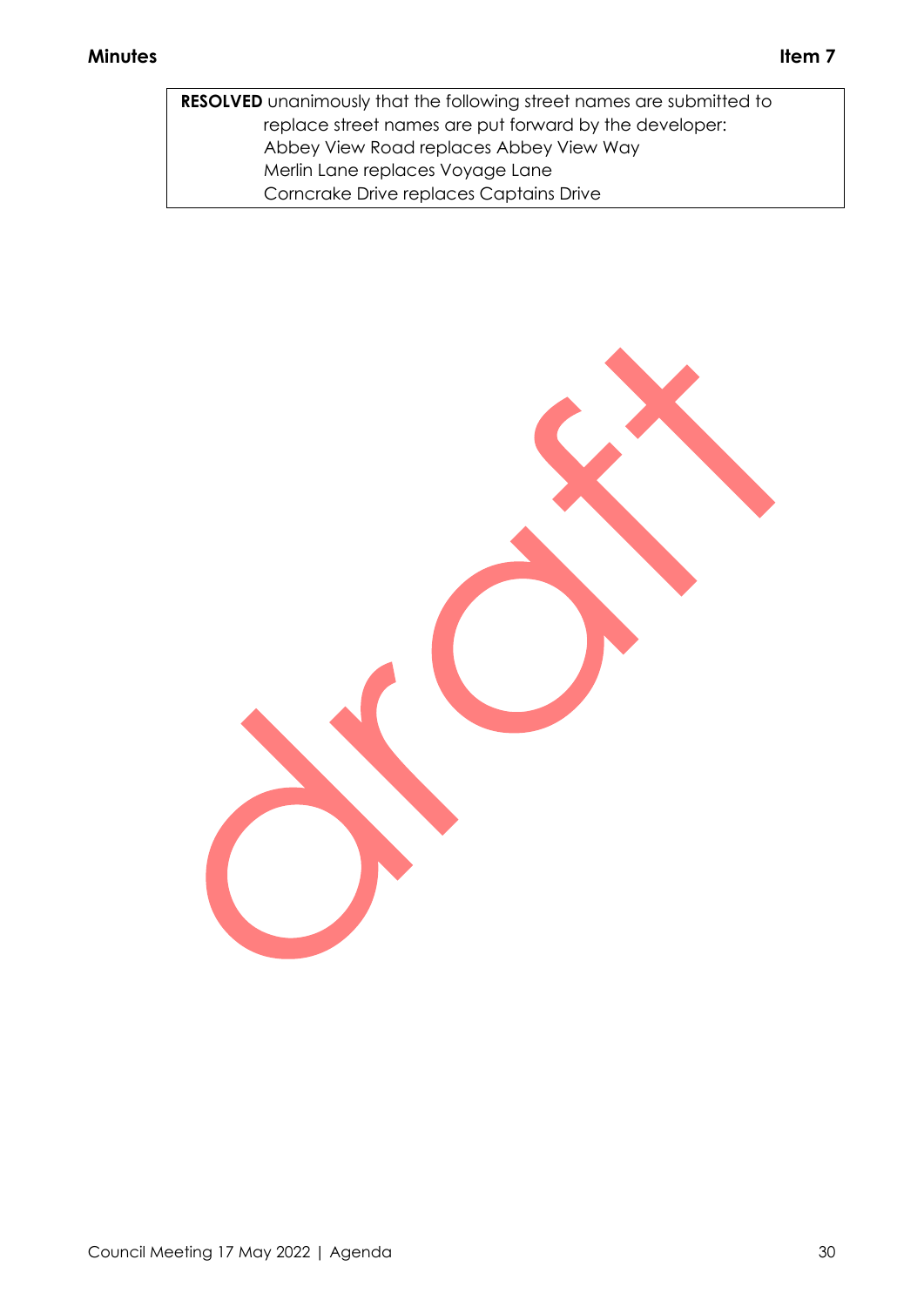**RESOLVED** unanimously that the following street names are submitted to replace street names are put forward by the developer:
Abbey View Road replaces Abbey View Way
Merlin Lane replaces Voyage Lane
Corncrake Drive replaces Captains Drive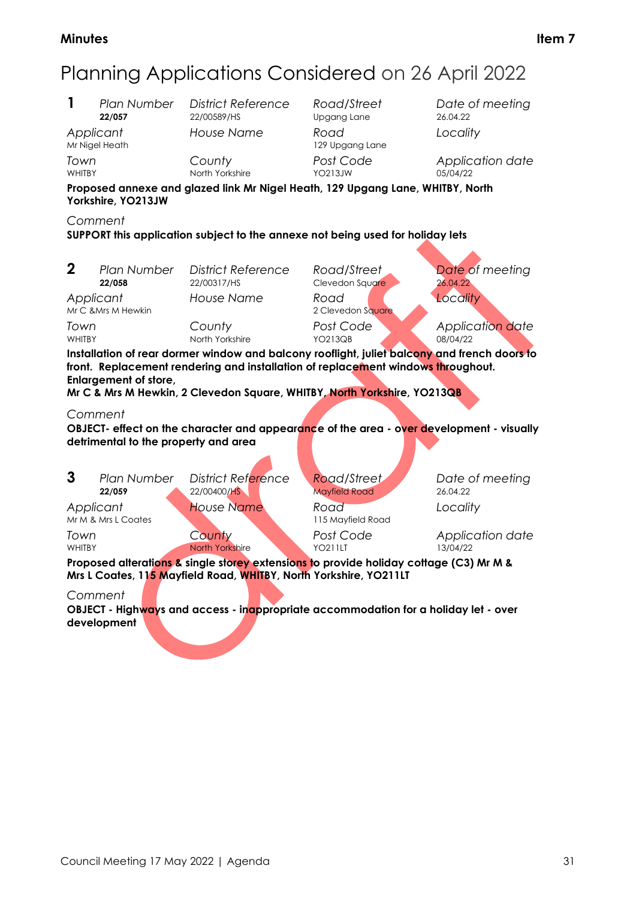**Minutes** **Item 7**

# Planning Applications Considered on 26 April 2022

**1**

| *Plan Number* | *District Reference* | *Road/Street* | *Date of meeting* |
|---|---|---|---|
| **22/057** | 22/00589/HS | Upgang Lane | 26.04.22 |
| *Applicant* | *House Name* | *Road* | *Locality* |
| Mr Nigel Heath | | 129 Upgang Lane | |
| *Town* | *County* | *Post Code* | *Application date* |
| WHITBY | North Yorkshire | YO213JW | 05/04/22 |

**Proposed annexe and glazed link Mr Nigel Heath, 129 Upgang Lane, WHITBY, North Yorkshire, YO213JW**

*Comment*

**SUPPORT this application subject to the annexe not being used for holiday lets**

**2**

| *Plan Number* | *District Reference* | *Road/Street* | *Date of meeting* |
|---|---|---|---|
| **22/058** | 22/00317/HS | Clevedon Square | 26.04.22 |
| *Applicant* | *House Name* | *Road* | *Locality* |
| Mr C &Mrs M Hewkin | | 2 Clevedon Square | |
| *Town* | *County* | *Post Code* | *Application date* |
| WHITBY | North Yorkshire | YO213QB | 08/04/22 |

**Installation of rear dormer window and balcony rooflight, juliet balcony and french doors to front. Replacement rendering and installation of replacement windows throughout. Enlargement of store,**
**Mr C & Mrs M Hewkin, 2 Clevedon Square, WHITBY, North Yorkshire, YO213QB**

*Comment*

**OBJECT- effect on the character and appearance of the area - over development - visually detrimental to the property and area**

**3**

| *Plan Number* | *District Reference* | *Road/Street* | *Date of meeting* |
|---|---|---|---|
| **22/059** | 22/00400/HS | Mayfield Road | 26.04.22 |
| *Applicant* | *House Name* | *Road* | *Locality* |
| Mr M & Mrs L Coates | | 115 Mayfield Road | |
| *Town* | *County* | *Post Code* | *Application date* |
| WHITBY | North Yorkshire | YO211LT | 13/04/22 |

**Proposed alterations & single storey extensions to provide holiday cottage (C3) Mr M & Mrs L Coates, 115 Mayfield Road, WHITBY, North Yorkshire, YO211LT**

*Comment*

**OBJECT - Highways and access - inappropriate accommodation for a holiday let - over development**

Draft

Council Meeting 17 May 2022 | Agenda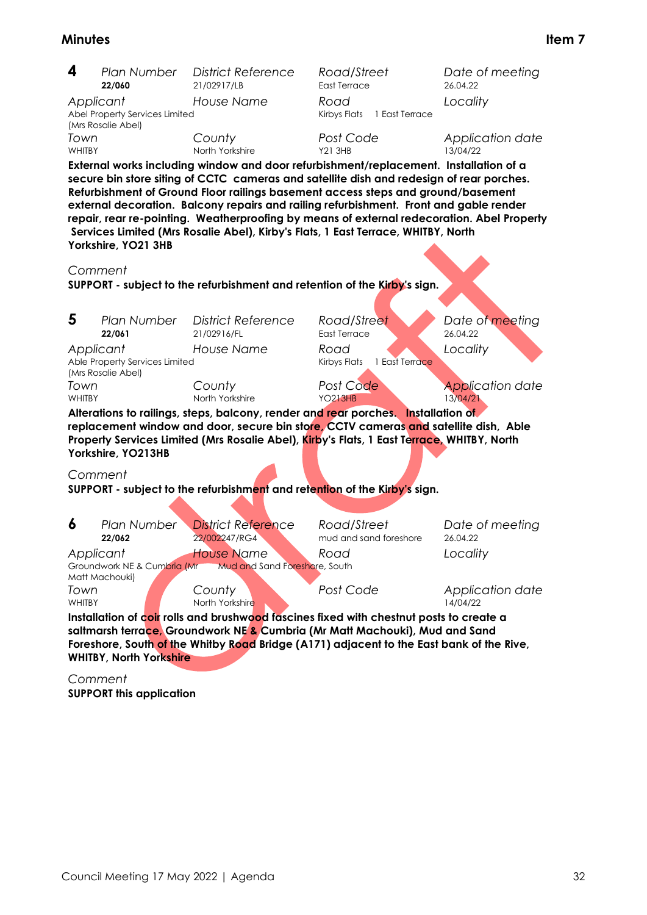## Minutes

**Item 7**

**4**

| *Plan Number* | *District Reference* | *Road/Street* | *Date of meeting* |
|---|---|---|---|
| **22/060** | 21/02917/LB | East Terrace | 26.04.22 |
| *Applicant* | *House Name* | *Road* | *Locality* |
| Abel Property Services Limited (Mrs Rosalie Abel) | | Kirbys Flats 1 East Terrace | |
| *Town* | *County* | *Post Code* | *Application date* |
| WHITBY | North Yorkshire | Y21 3HB | 13/04/22 |

**External works including window and door refurbishment/replacement. Installation of a secure bin store siting of CCTC cameras and satellite dish and redesign of rear porches. Refurbishment of Ground Floor railings basement access steps and ground/basement external decoration. Balcony repairs and railing refurbishment. Front and gable render repair, rear re-pointing. Weatherproofing by means of external redecoration. Abel Property Services Limited (Mrs Rosalie Abel), Kirby's Flats, 1 East Terrace, WHITBY, North Yorkshire, YO21 3HB**

*Comment*

**SUPPORT - subject to the refurbishment and retention of the Kirby's sign.**

**5**

| *Plan Number* | *District Reference* | *Road/Street* | *Date of meeting* |
|---|---|---|---|
| **22/061** | 21/02916/FL | East Terrace | 26.04.22 |
| *Applicant* | *House Name* | *Road* | *Locality* |
| Able Property Services Limited (Mrs Rosalie Abel) | | Kirbys Flats 1 East Terrace | |
| *Town* | *County* | *Post Code* | *Application date* |
| WHITBY | North Yorkshire | YO213HB | 13/04/21 |

**Alterations to railings, steps, balcony, render and rear porches. Installation of replacement window and door, secure bin store, CCTV cameras and satellite dish, Able Property Services Limited (Mrs Rosalie Abel), Kirby's Flats, 1 East Terrace, WHITBY, North Yorkshire, YO213HB**

*Comment*

**SUPPORT - subject to the refurbishment and retention of the Kirby's sign.**

**6**

| *Plan Number* | *District Reference* | *Road/Street* | *Date of meeting* |
|---|---|---|---|
| **22/062** | 22/002247/RG4 | mud and sand foreshore | 26.04.22 |
| *Applicant* | *House Name* | *Road* | *Locality* |
| Groundwork NE & Cumbria (Mr Matt Machouki) | Mud and Sand Foreshore, South | | |
| *Town* | *County* | *Post Code* | *Application date* |
| WHITBY | North Yorkshire | | 14/04/22 |

**Installation of coir rolls and brushwood fascines fixed with chestnut posts to create a saltmarsh terrace, Groundwork NE & Cumbria (Mr Matt Machouki), Mud and Sand Foreshore, South of the Whitby Road Bridge (A171) adjacent to the East bank of the Rive, WHITBY, North Yorkshire**

*Comment*

**SUPPORT this application**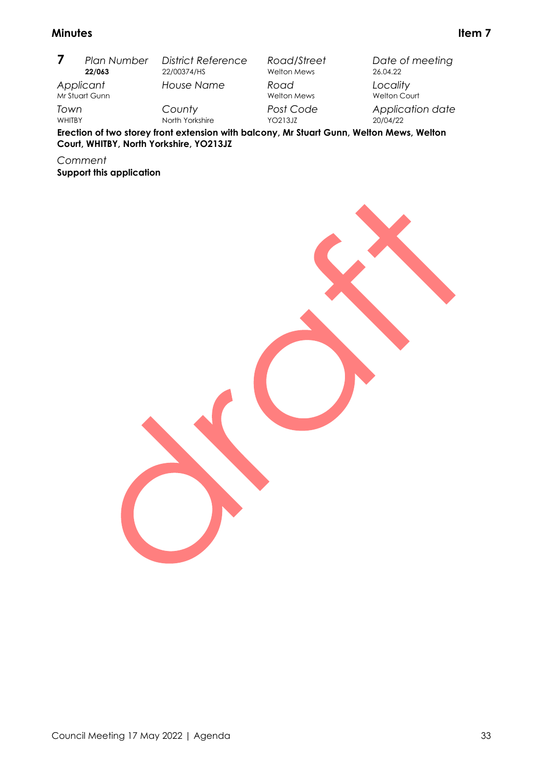## 7

| Plan Number | District Reference | Road/Street | Date of meeting |
|---|---|---|---|
| **22/063** | 22/00374/HS | Welton Mews | 26.04.22 |
| *Applicant* | *House Name* | *Road* | *Locality* |
| Mr Stuart Gunn | | Welton Mews | Welton Court |
| *Town* | *County* | *Post Code* | *Application date* |
| WHITBY | North Yorkshire | YO213JZ | 20/04/22 |

**Erection of two storey front extension with balcony, Mr Stuart Gunn, Welton Mews, Welton Court, WHITBY, North Yorkshire, YO213JZ**

*Comment*

**Support this application**

draft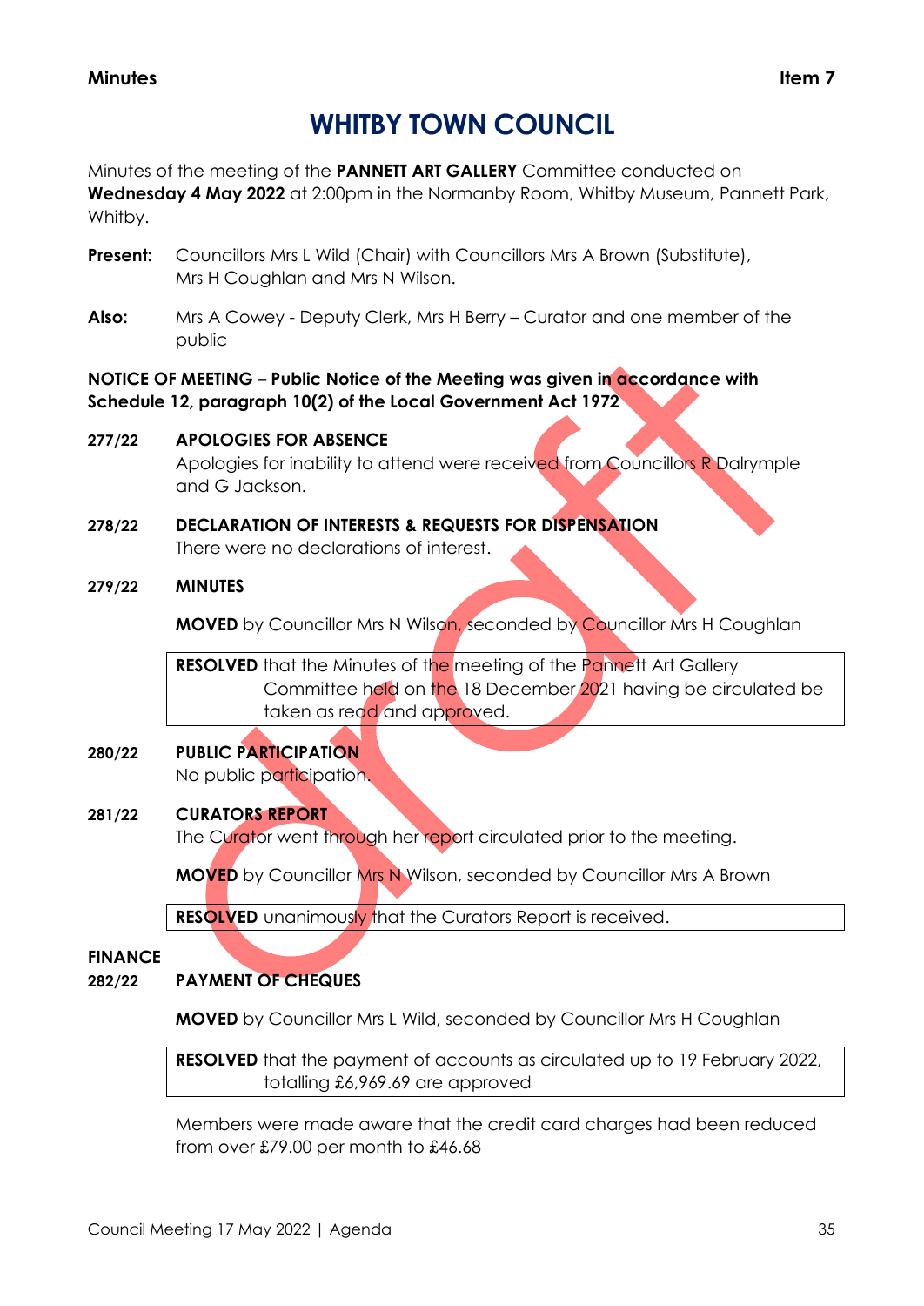**Minutes** **Item 7**

# WHITBY TOWN COUNCIL

Minutes of the meeting of the **PANNETT ART GALLERY** Committee conducted on **Wednesday 4 May 2022** at 2:00pm in the Normanby Room, Whitby Museum, Pannett Park, Whitby.

**Present:** Councillors Mrs L Wild (Chair) with Councillors Mrs A Brown (Substitute), Mrs H Coughlan and Mrs N Wilson.

**Also:** Mrs A Cowey - Deputy Clerk, Mrs H Berry – Curator and one member of the public

**NOTICE OF MEETING – Public Notice of the Meeting was given in accordance with Schedule 12, paragraph 10(2) of the Local Government Act 1972**

**277/22 APOLOGIES FOR ABSENCE**

Apologies for inability to attend were received from Councillors R Dalrymple and G Jackson.

**278/22 DECLARATION OF INTERESTS & REQUESTS FOR DISPENSATION**

There were no declarations of interest.

**279/22 MINUTES**

**MOVED** by Councillor Mrs N Wilson, seconded by Councillor Mrs H Coughlan

**RESOLVED** that the Minutes of the meeting of the Pannett Art Gallery Committee held on the 18 December 2021 having be circulated be taken as read and approved.

**280/22 PUBLIC PARTICIPATION**

No public participation.

**281/22 CURATORS REPORT**

The Curator went through her report circulated prior to the meeting.

**MOVED** by Councillor Mrs N Wilson, seconded by Councillor Mrs A Brown

**RESOLVED** unanimously that the Curators Report is received.

**FINANCE**

**282/22 PAYMENT OF CHEQUES**

**MOVED** by Councillor Mrs L Wild, seconded by Councillor Mrs H Coughlan

**RESOLVED** that the payment of accounts as circulated up to 19 February 2022, totalling £6,969.69 are approved

Members were made aware that the credit card charges had been reduced from over £79.00 per month to £46.68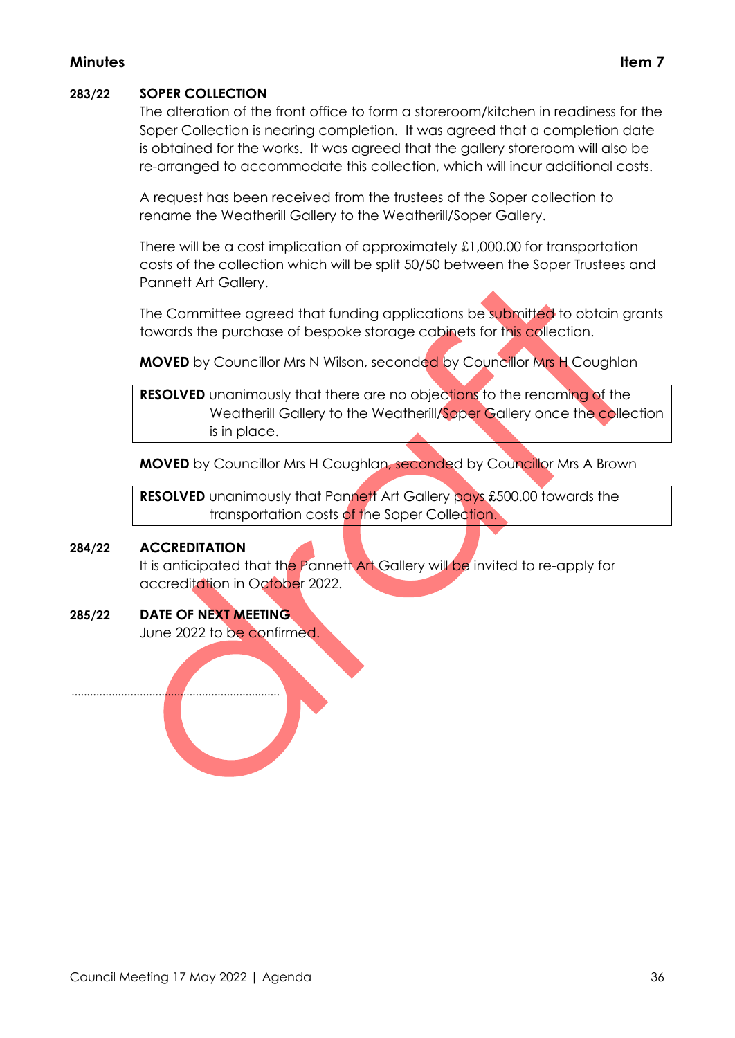**Minutes** **Item 7**

**283/22 SOPER COLLECTION**

The alteration of the front office to form a storeroom/kitchen in readiness for the Soper Collection is nearing completion. It was agreed that a completion date is obtained for the works. It was agreed that the gallery storeroom will also be re-arranged to accommodate this collection, which will incur additional costs.

A request has been received from the trustees of the Soper collection to rename the Weatherill Gallery to the Weatherill/Soper Gallery.

There will be a cost implication of approximately £1,000.00 for transportation costs of the collection which will be split 50/50 between the Soper Trustees and Pannett Art Gallery.

The Committee agreed that funding applications be submitted to obtain grants towards the purchase of bespoke storage cabinets for this collection.

**MOVED** by Councillor Mrs N Wilson, seconded by Councillor Mrs H Coughlan

| **RESOLVED** unanimously that there are no objections to the renaming of the Weatherill Gallery to the Weatherill/Soper Gallery once the collection is in place. |
|---|

**MOVED** by Councillor Mrs H Coughlan, seconded by Councillor Mrs A Brown

| **RESOLVED** unanimously that Pannett Art Gallery pays £500.00 towards the transportation costs of the Soper Collection. |
|---|

**284/22 ACCREDITATION**

It is anticipated that the Pannett Art Gallery will be invited to re-apply for accreditation in October 2022.

**285/22 DATE OF NEXT MEETING**

June 2022 to be confirmed.

.................................................................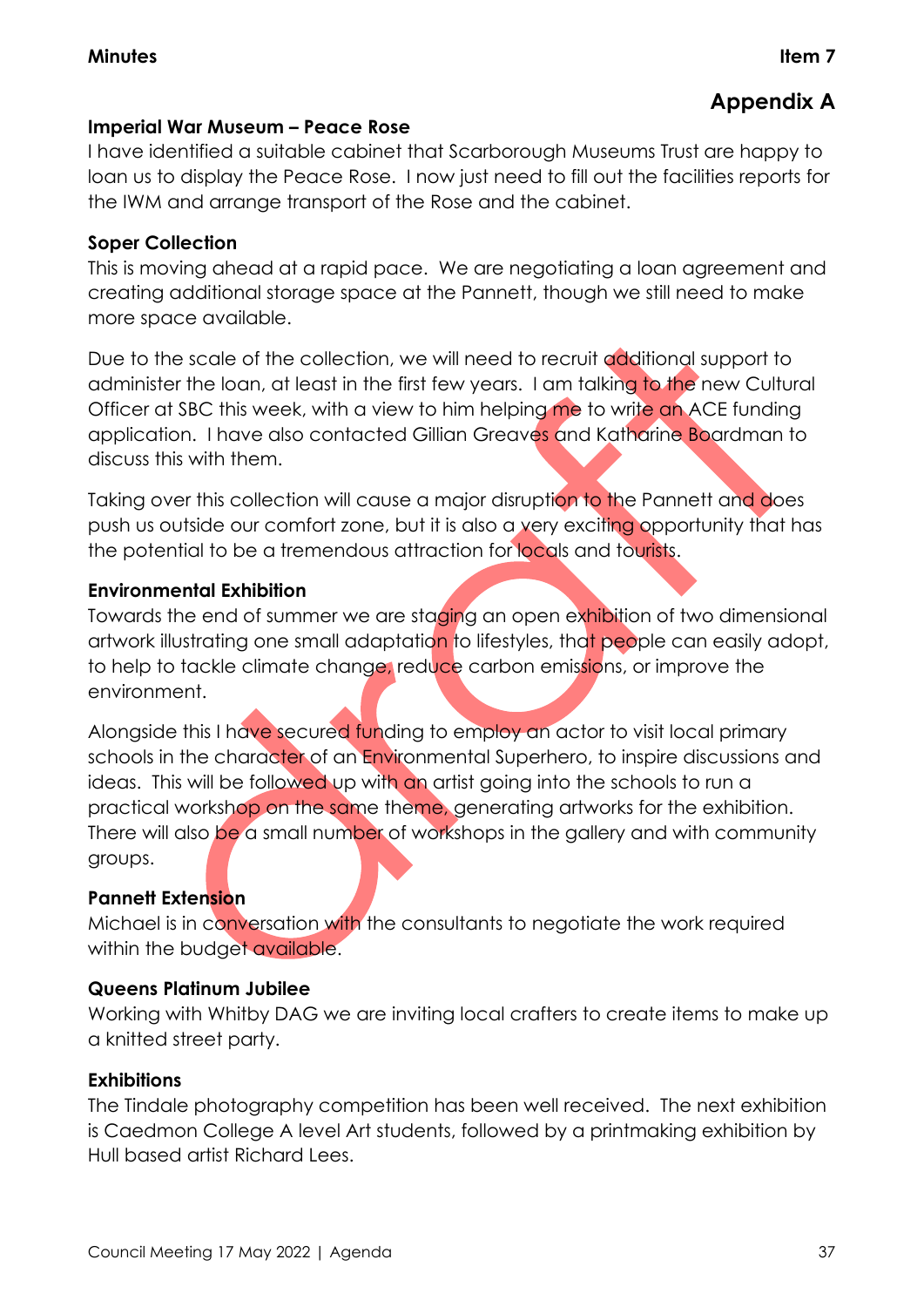**Minutes** **Item 7**

## Appendix A

**Imperial War Museum – Peace Rose**
I have identified a suitable cabinet that Scarborough Museums Trust are happy to loan us to display the Peace Rose. I now just need to fill out the facilities reports for the IWM and arrange transport of the Rose and the cabinet.

**Soper Collection**
This is moving ahead at a rapid pace. We are negotiating a loan agreement and creating additional storage space at the Pannett, though we still need to make more space available.

Due to the scale of the collection, we will need to recruit additional support to administer the loan, at least in the first few years. I am talking to the new Cultural Officer at SBC this week, with a view to him helping me to write an ACE funding application. I have also contacted Gillian Greaves and Katharine Boardman to discuss this with them.

Taking over this collection will cause a major disruption to the Pannett and does push us outside our comfort zone, but it is also a very exciting opportunity that has the potential to be a tremendous attraction for locals and tourists.

**Environmental Exhibition**
Towards the end of summer we are staging an open exhibition of two dimensional artwork illustrating one small adaptation to lifestyles, that people can easily adopt, to help to tackle climate change, reduce carbon emissions, or improve the environment.

Alongside this I have secured funding to employ an actor to visit local primary schools in the character of an Environmental Superhero, to inspire discussions and ideas. This will be followed up with an artist going into the schools to run a practical workshop on the same theme, generating artworks for the exhibition. There will also be a small number of workshops in the gallery and with community groups.

**Pannett Extension**
Michael is in conversation with the consultants to negotiate the work required within the budget available.

**Queens Platinum Jubilee**
Working with Whitby DAG we are inviting local crafters to create items to make up a knitted street party.

**Exhibitions**
The Tindale photography competition has been well received. The next exhibition is Caedmon College A level Art students, followed by a printmaking exhibition by Hull based artist Richard Lees.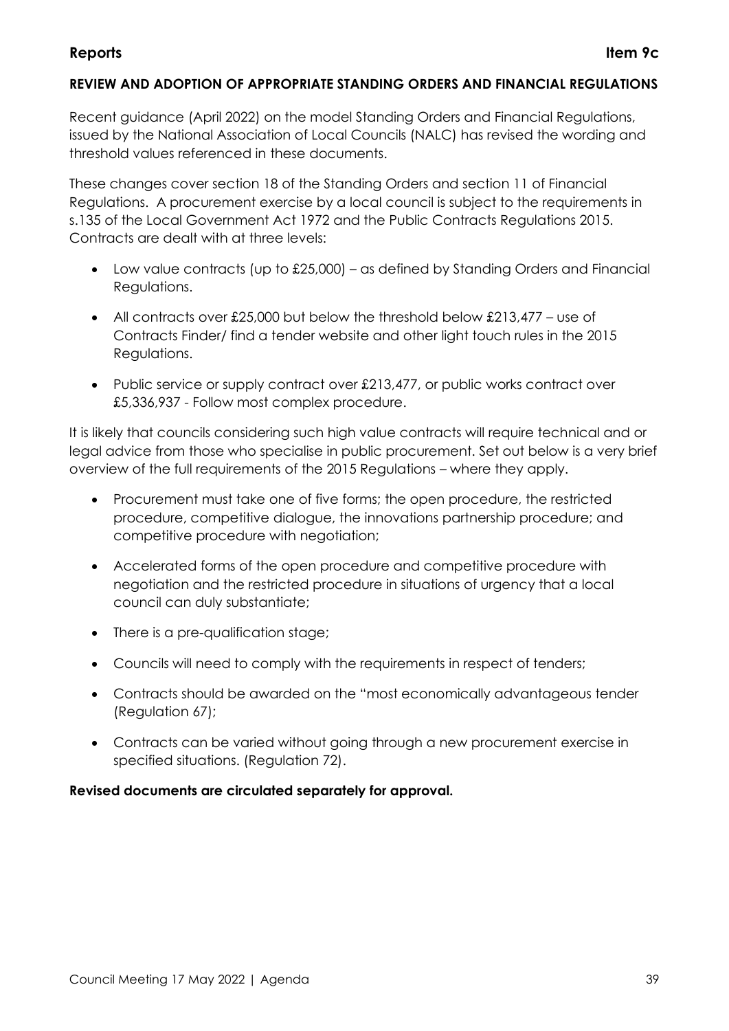**Reports** **Item 9c**

**REVIEW AND ADOPTION OF APPROPRIATE STANDING ORDERS AND FINANCIAL REGULATIONS**

Recent guidance (April 2022) on the model Standing Orders and Financial Regulations, issued by the National Association of Local Councils (NALC) has revised the wording and threshold values referenced in these documents.

These changes cover section 18 of the Standing Orders and section 11 of Financial Regulations. A procurement exercise by a local council is subject to the requirements in s.135 of the Local Government Act 1972 and the Public Contracts Regulations 2015. Contracts are dealt with at three levels:

- Low value contracts (up to £25,000) – as defined by Standing Orders and Financial Regulations.
- All contracts over £25,000 but below the threshold below £213,477 – use of Contracts Finder/ find a tender website and other light touch rules in the 2015 Regulations.
- Public service or supply contract over £213,477, or public works contract over £5,336,937 - Follow most complex procedure.

It is likely that councils considering such high value contracts will require technical and or legal advice from those who specialise in public procurement. Set out below is a very brief overview of the full requirements of the 2015 Regulations – where they apply.

- Procurement must take one of five forms; the open procedure, the restricted procedure, competitive dialogue, the innovations partnership procedure; and competitive procedure with negotiation;
- Accelerated forms of the open procedure and competitive procedure with negotiation and the restricted procedure in situations of urgency that a local council can duly substantiate;
- There is a pre-qualification stage;
- Councils will need to comply with the requirements in respect of tenders;
- Contracts should be awarded on the "most economically advantageous tender (Regulation 67);
- Contracts can be varied without going through a new procurement exercise in specified situations. (Regulation 72).

**Revised documents are circulated separately for approval.**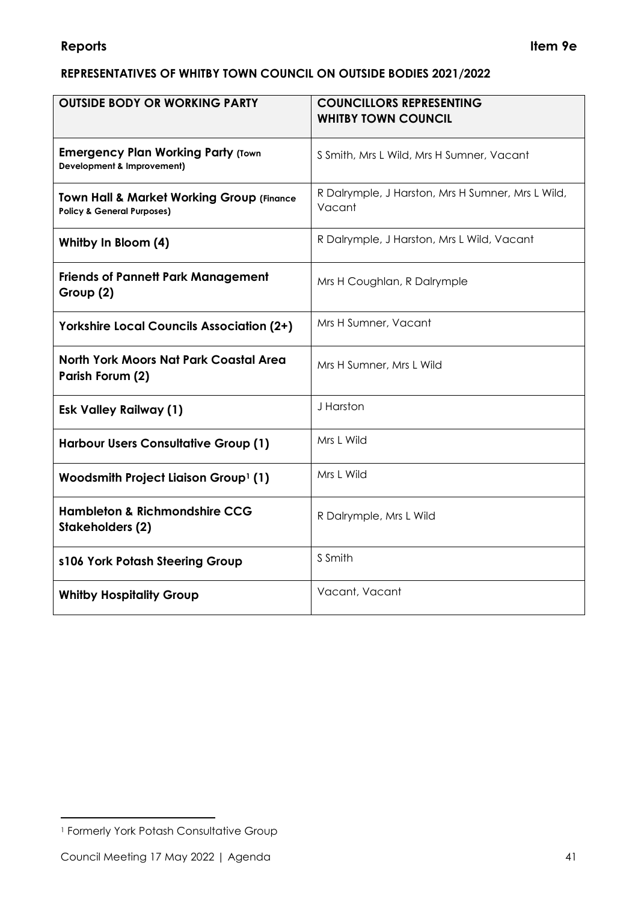## REPRESENTATIVES OF WHITBY TOWN COUNCIL ON OUTSIDE BODIES 2021/2022

| OUTSIDE BODY OR WORKING PARTY | COUNCILLORS REPRESENTING WHITBY TOWN COUNCIL |
|---|---|
| **Emergency Plan Working Party (Town Development & Improvement)** | S Smith, Mrs L Wild, Mrs H Sumner, Vacant |
| **Town Hall & Market Working Group (Finance Policy & General Purposes)** | R Dalrymple, J Harston, Mrs H Sumner, Mrs L Wild, Vacant |
| **Whitby In Bloom (4)** | R Dalrymple, J Harston, Mrs L Wild, Vacant |
| **Friends of Pannett Park Management Group (2)** | Mrs H Coughlan, R Dalrymple |
| **Yorkshire Local Councils Association (2+)** | Mrs H Sumner, Vacant |
| **North York Moors Nat Park Coastal Area Parish Forum (2)** | Mrs H Sumner, Mrs L Wild |
| **Esk Valley Railway (1)** | J Harston |
| **Harbour Users Consultative Group (1)** | Mrs L Wild |
| **Woodsmith Project Liaison Group[1] (1)** | Mrs L Wild |
| **Hambleton & Richmondshire CCG Stakeholders (2)** | R Dalrymple, Mrs L Wild |
| **s106 York Potash Steering Group** | S Smith |
| **Whitby Hospitality Group** | Vacant, Vacant |

[1] Formerly York Potash Consultative Group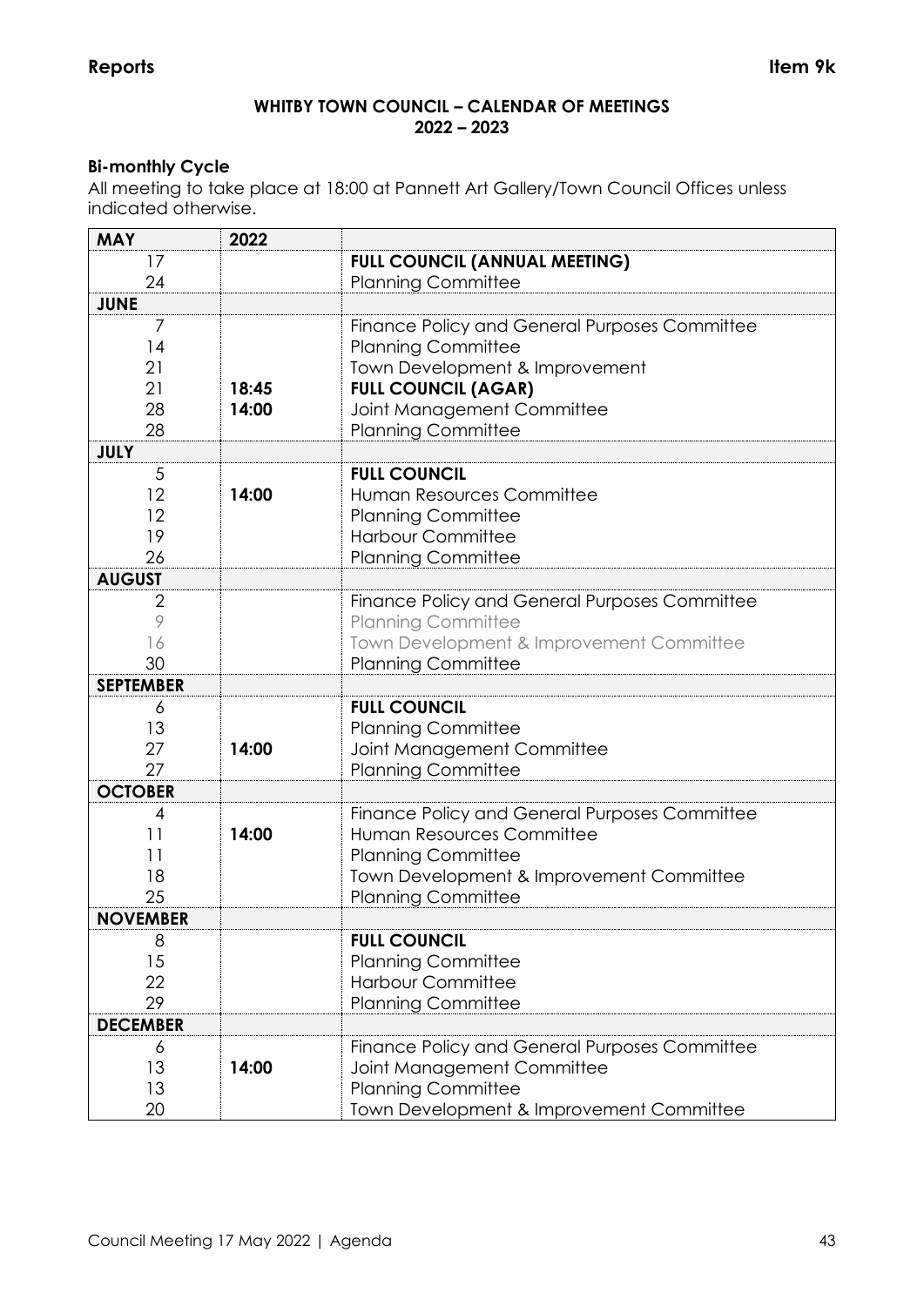**Reports** **Item 9k**

**WHITBY TOWN COUNCIL – CALENDAR OF MEETINGS**
**2022 – 2023**

**Bi-monthly Cycle**

All meeting to take place at 18:00 at Pannett Art Gallery/Town Council Offices unless indicated otherwise.

| **MAY** | **2022** | |
|---|---|---|
| 17 | | **FULL COUNCIL (ANNUAL MEETING)** |
| 24 | | Planning Committee |
| **JUNE** | | |
| 7 | | Finance Policy and General Purposes Committee |
| 14 | | Planning Committee |
| 21 | | Town Development & Improvement |
| 21 | **18:45** | **FULL COUNCIL (AGAR)** |
| 28 | **14:00** | Joint Management Committee |
| 28 | | Planning Committee |
| **JULY** | | |
| 5 | | **FULL COUNCIL** |
| 12 | **14:00** | Human Resources Committee |
| 12 | | Planning Committee |
| 19 | | Harbour Committee |
| 26 | | Planning Committee |
| **AUGUST** | | |
| 2 | | Finance Policy and General Purposes Committee |
| 9 | | Planning Committee |
| 16 | | Town Development & Improvement Committee |
| 30 | | Planning Committee |
| **SEPTEMBER** | | |
| 6 | | **FULL COUNCIL** |
| 13 | | Planning Committee |
| 27 | **14:00** | Joint Management Committee |
| 27 | | Planning Committee |
| **OCTOBER** | | |
| 4 | | Finance Policy and General Purposes Committee |
| 11 | **14:00** | Human Resources Committee |
| 11 | | Planning Committee |
| 18 | | Town Development & Improvement Committee |
| 25 | | Planning Committee |
| **NOVEMBER** | | |
| 8 | | **FULL COUNCIL** |
| 15 | | Planning Committee |
| 22 | | Harbour Committee |
| 29 | | Planning Committee |
| **DECEMBER** | | |
| 6 | | Finance Policy and General Purposes Committee |
| 13 | **14:00** | Joint Management Committee |
| 13 | | Planning Committee |
| 20 | | Town Development & Improvement Committee |

Council Meeting 17 May 2022 | Agenda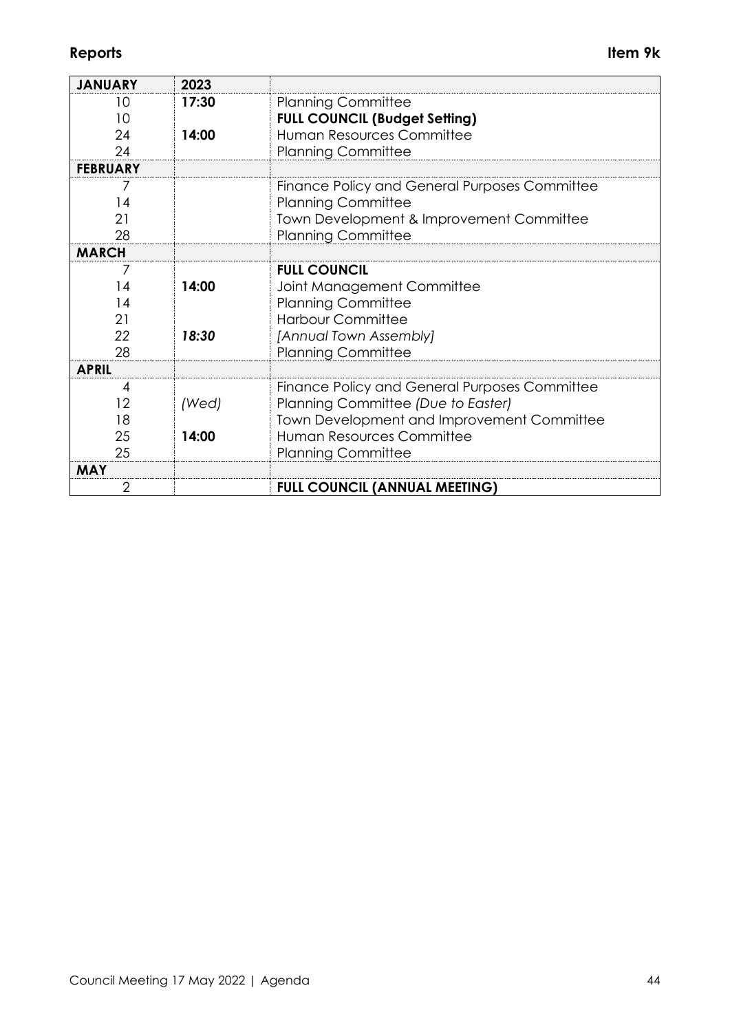| **JANUARY** | **2023** | |
|---|---|---|
| 10 | **17:30** | Planning Committee |
| 10 | | **FULL COUNCIL (Budget Setting)** |
| 24 | **14:00** | Human Resources Committee |
| 24 | | Planning Committee |
| **FEBRUARY** | | |
| 7 | | Finance Policy and General Purposes Committee |
| 14 | | Planning Committee |
| 21 | | Town Development & Improvement Committee |
| 28 | | Planning Committee |
| **MARCH** | | |
| 7 | | **FULL COUNCIL** |
| 14 | **14:00** | Joint Management Committee |
| 14 | | Planning Committee |
| 21 | | Harbour Committee |
| 22 | ***18:30*** | *[Annual Town Assembly]* |
| 28 | | Planning Committee |
| **APRIL** | | |
| 4 | | Finance Policy and General Purposes Committee |
| 12 | *(Wed)* | Planning Committee *(Due to Easter)* |
| 18 | | Town Development and Improvement Committee |
| 25 | **14:00** | Human Resources Committee |
| 25 | | Planning Committee |
| **MAY** | | |
| 2 | | **FULL COUNCIL (ANNUAL MEETING)** |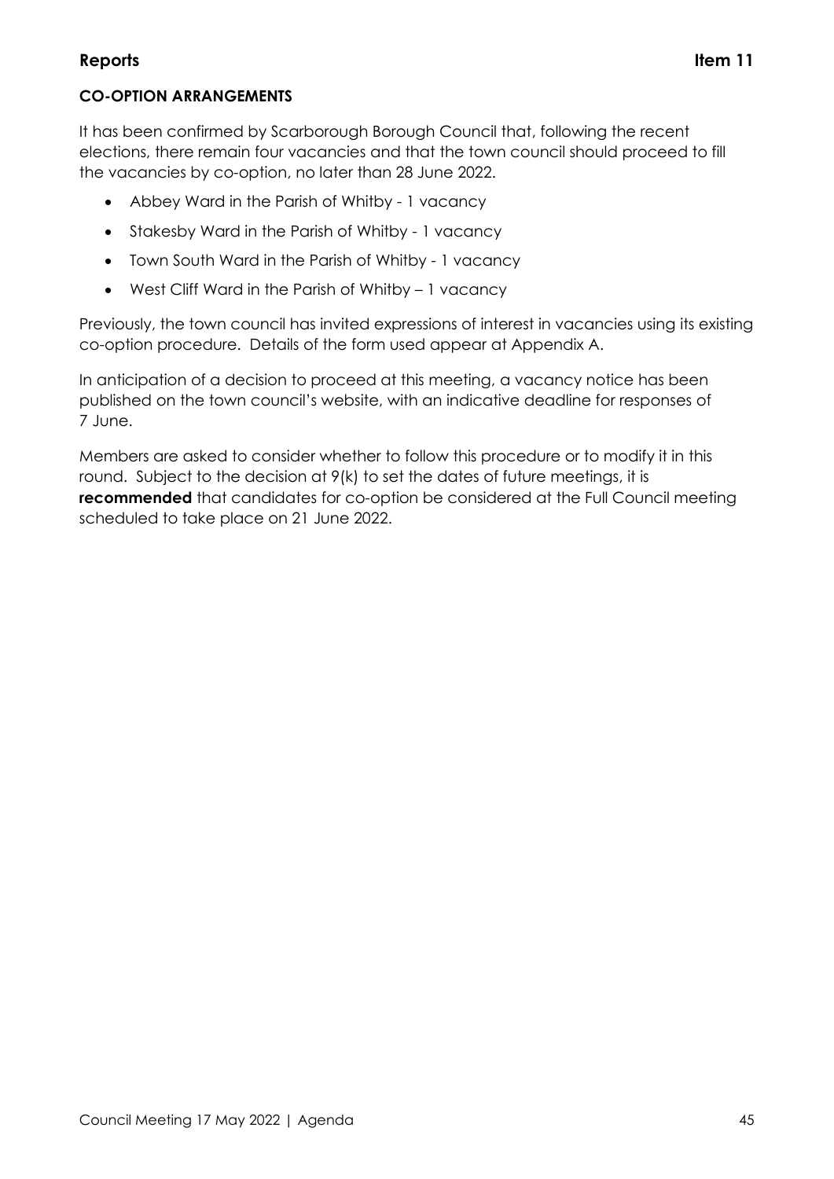**Reports** **Item 11**

## CO-OPTION ARRANGEMENTS

It has been confirmed by Scarborough Borough Council that, following the recent elections, there remain four vacancies and that the town council should proceed to fill the vacancies by co-option, no later than 28 June 2022.

- Abbey Ward in the Parish of Whitby - 1 vacancy
- Stakesby Ward in the Parish of Whitby - 1 vacancy
- Town South Ward in the Parish of Whitby - 1 vacancy
- West Cliff Ward in the Parish of Whitby – 1 vacancy

Previously, the town council has invited expressions of interest in vacancies using its existing co-option procedure. Details of the form used appear at Appendix A.

In anticipation of a decision to proceed at this meeting, a vacancy notice has been published on the town council's website, with an indicative deadline for responses of 7 June.

Members are asked to consider whether to follow this procedure or to modify it in this round. Subject to the decision at 9(k) to set the dates of future meetings, it is **recommended** that candidates for co-option be considered at the Full Council meeting scheduled to take place on 21 June 2022.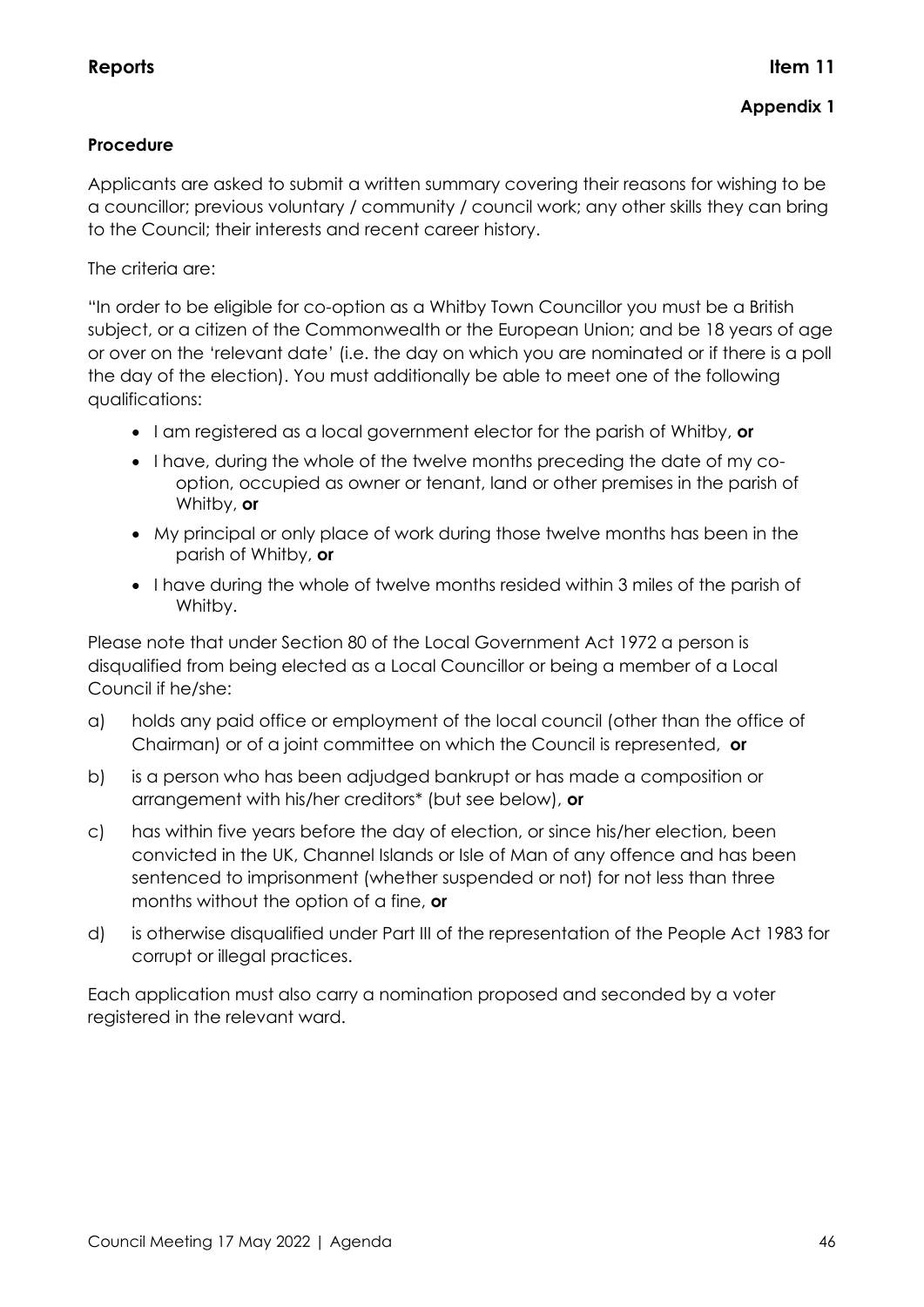**Reports** **Item 11**

**Appendix 1**

**Procedure**

Applicants are asked to submit a written summary covering their reasons for wishing to be a councillor; previous voluntary / community / council work; any other skills they can bring to the Council; their interests and recent career history.

The criteria are:

"In order to be eligible for co-option as a Whitby Town Councillor you must be a British subject, or a citizen of the Commonwealth or the European Union; and be 18 years of age or over on the 'relevant date' (i.e. the day on which you are nominated or if there is a poll the day of the election). You must additionally be able to meet one of the following qualifications:

- I am registered as a local government elector for the parish of Whitby, **or**
- I have, during the whole of the twelve months preceding the date of my co-option, occupied as owner or tenant, land or other premises in the parish of Whitby, **or**
- My principal or only place of work during those twelve months has been in the parish of Whitby, **or**
- I have during the whole of twelve months resided within 3 miles of the parish of Whitby.

Please note that under Section 80 of the Local Government Act 1972 a person is disqualified from being elected as a Local Councillor or being a member of a Local Council if he/she:

a) holds any paid office or employment of the local council (other than the office of Chairman) or of a joint committee on which the Council is represented, **or**

b) is a person who has been adjudged bankrupt or has made a composition or arrangement with his/her creditors* (but see below), **or**

c) has within five years before the day of election, or since his/her election, been convicted in the UK, Channel Islands or Isle of Man of any offence and has been sentenced to imprisonment (whether suspended or not) for not less than three months without the option of a fine, **or**

d) is otherwise disqualified under Part III of the representation of the People Act 1983 for corrupt or illegal practices.

Each application must also carry a nomination proposed and seconded by a voter registered in the relevant ward.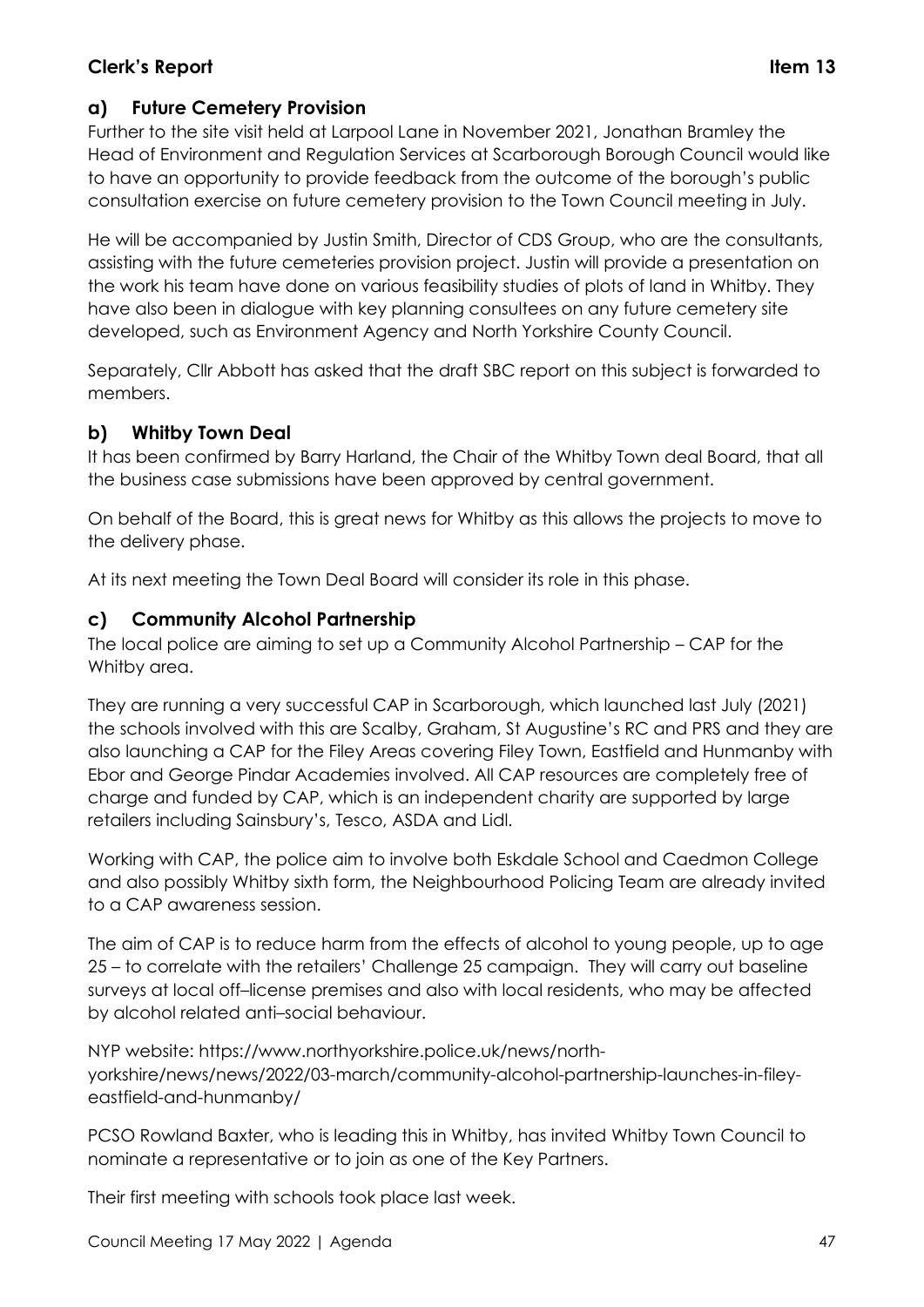## Clerk's Report **Item 13**

### a) Future Cemetery Provision

Further to the site visit held at Larpool Lane in November 2021, Jonathan Bramley the Head of Environment and Regulation Services at Scarborough Borough Council would like to have an opportunity to provide feedback from the outcome of the borough's public consultation exercise on future cemetery provision to the Town Council meeting in July.

He will be accompanied by Justin Smith, Director of CDS Group, who are the consultants, assisting with the future cemeteries provision project. Justin will provide a presentation on the work his team have done on various feasibility studies of plots of land in Whitby. They have also been in dialogue with key planning consultees on any future cemetery site developed, such as Environment Agency and North Yorkshire County Council.

Separately, Cllr Abbott has asked that the draft SBC report on this subject is forwarded to members.

### b) Whitby Town Deal

It has been confirmed by Barry Harland, the Chair of the Whitby Town deal Board, that all the business case submissions have been approved by central government.

On behalf of the Board, this is great news for Whitby as this allows the projects to move to the delivery phase.

At its next meeting the Town Deal Board will consider its role in this phase.

### c) Community Alcohol Partnership

The local police are aiming to set up a Community Alcohol Partnership – CAP for the Whitby area.

They are running a very successful CAP in Scarborough, which launched last July (2021) the schools involved with this are Scalby, Graham, St Augustine's RC and PRS and they are also launching a CAP for the Filey Areas covering Filey Town, Eastfield and Hunmanby with Ebor and George Pindar Academies involved. All CAP resources are completely free of charge and funded by CAP, which is an independent charity are supported by large retailers including Sainsbury's, Tesco, ASDA and Lidl.

Working with CAP, the police aim to involve both Eskdale School and Caedmon College and also possibly Whitby sixth form, the Neighbourhood Policing Team are already invited to a CAP awareness session.

The aim of CAP is to reduce harm from the effects of alcohol to young people, up to age 25 – to correlate with the retailers' Challenge 25 campaign. They will carry out baseline surveys at local off–license premises and also with local residents, who may be affected by alcohol related anti–social behaviour.

NYP website: https://www.northyorkshire.police.uk/news/north-yorkshire/news/news/2022/03-march/community-alcohol-partnership-launches-in-filey-eastfield-and-hunmanby/

PCSO Rowland Baxter, who is leading this in Whitby, has invited Whitby Town Council to nominate a representative or to join as one of the Key Partners.

Their first meeting with schools took place last week.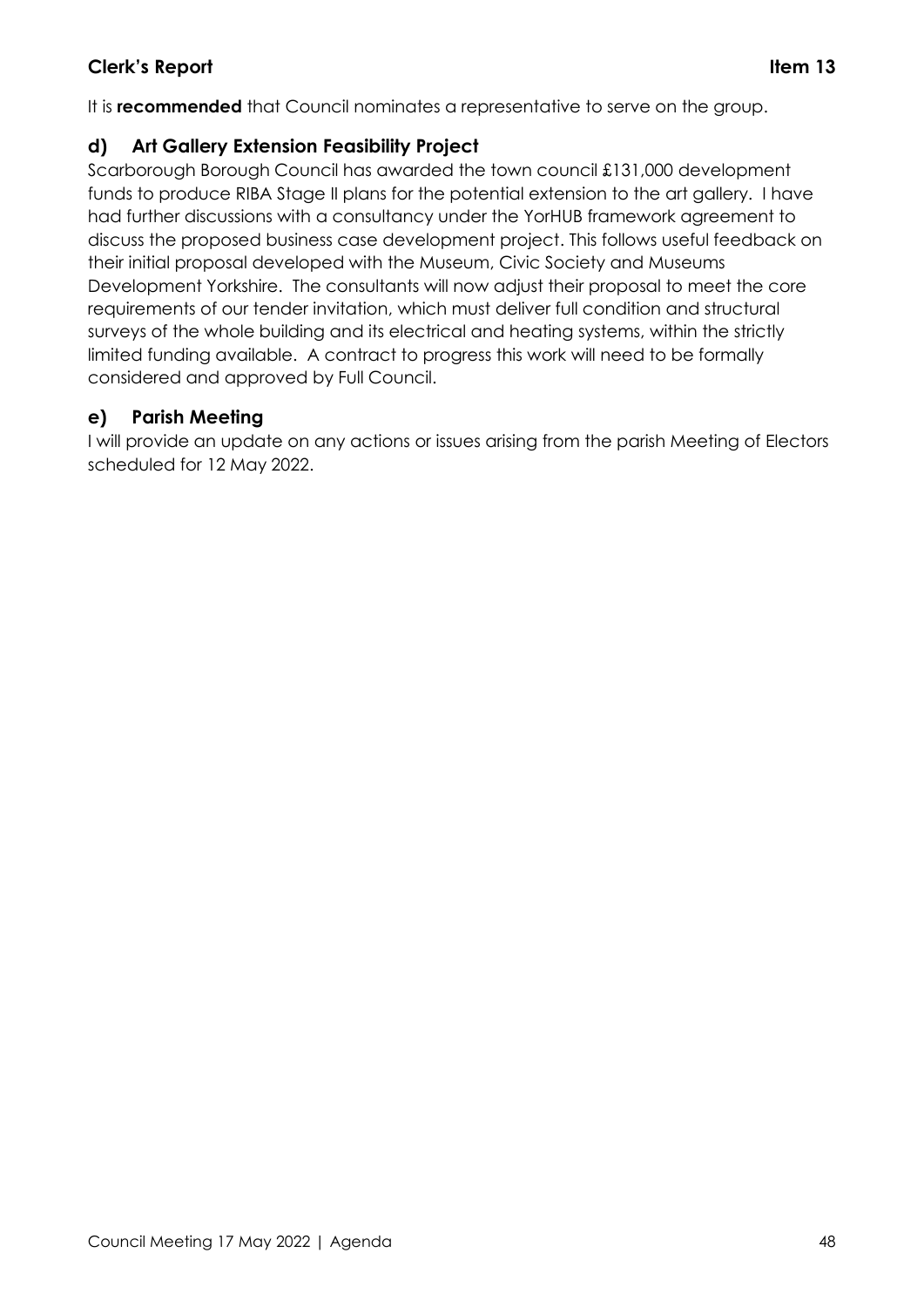It is **recommended** that Council nominates a representative to serve on the group.

### d) Art Gallery Extension Feasibility Project

Scarborough Borough Council has awarded the town council £131,000 development funds to produce RIBA Stage II plans for the potential extension to the art gallery. I have had further discussions with a consultancy under the YorHUB framework agreement to discuss the proposed business case development project. This follows useful feedback on their initial proposal developed with the Museum, Civic Society and Museums Development Yorkshire. The consultants will now adjust their proposal to meet the core requirements of our tender invitation, which must deliver full condition and structural surveys of the whole building and its electrical and heating systems, within the strictly limited funding available. A contract to progress this work will need to be formally considered and approved by Full Council.

### e) Parish Meeting

I will provide an update on any actions or issues arising from the parish Meeting of Electors scheduled for 12 May 2022.